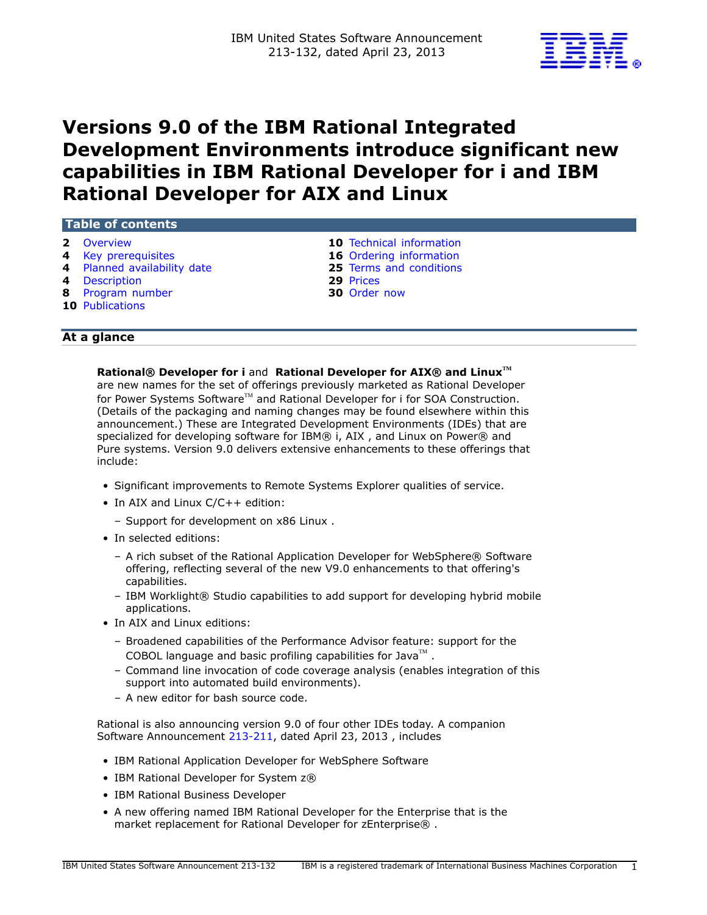IBM United States Software Announcement
213-132, dated April 23, 2013

# Versions 9.0 of the IBM Rational Integrated Development Environments introduce significant new capabilities in IBM Rational Developer for i and IBM Rational Developer for AIX and Linux

## Table of contents

| | | | |
|---|---|---|---|
| 2 | Overview | 10 | Technical information |
| 4 | Key prerequisites | 16 | Ordering information |
| 4 | Planned availability date | 25 | Terms and conditions |
| 4 | Description | 29 | Prices |
| 8 | Program number | 30 | Order now |
| 10 | Publications | | |

## At a glance

**Rational® Developer for i** and **Rational Developer for AIX® and Linux™** are new names for the set of offerings previously marketed as Rational Developer for Power Systems Software™ and Rational Developer for i for SOA Construction. (Details of the packaging and naming changes may be found elsewhere within this announcement.) These are Integrated Development Environments (IDEs) that are specialized for developing software for IBM® i, AIX , and Linux on Power® and Pure systems. Version 9.0 delivers extensive enhancements to these offerings that include:

- Significant improvements to Remote Systems Explorer qualities of service.
- In AIX and Linux C/C++ edition:
  - Support for development on x86 Linux .
- In selected editions:
  - A rich subset of the Rational Application Developer for WebSphere® Software offering, reflecting several of the new V9.0 enhancements to that offering's capabilities.
  - IBM Worklight® Studio capabilities to add support for developing hybrid mobile applications.
- In AIX and Linux editions:
  - Broadened capabilities of the Performance Advisor feature: support for the COBOL language and basic profiling capabilities for Java™ .
  - Command line invocation of code coverage analysis (enables integration of this support into automated build environments).
  - A new editor for bash source code.

Rational is also announcing version 9.0 of four other IDEs today. A companion Software Announcement 213-211, dated April 23, 2013 , includes

- IBM Rational Application Developer for WebSphere Software
- IBM Rational Developer for System z®
- IBM Rational Business Developer
- A new offering named IBM Rational Developer for the Enterprise that is the market replacement for Rational Developer for zEnterprise® .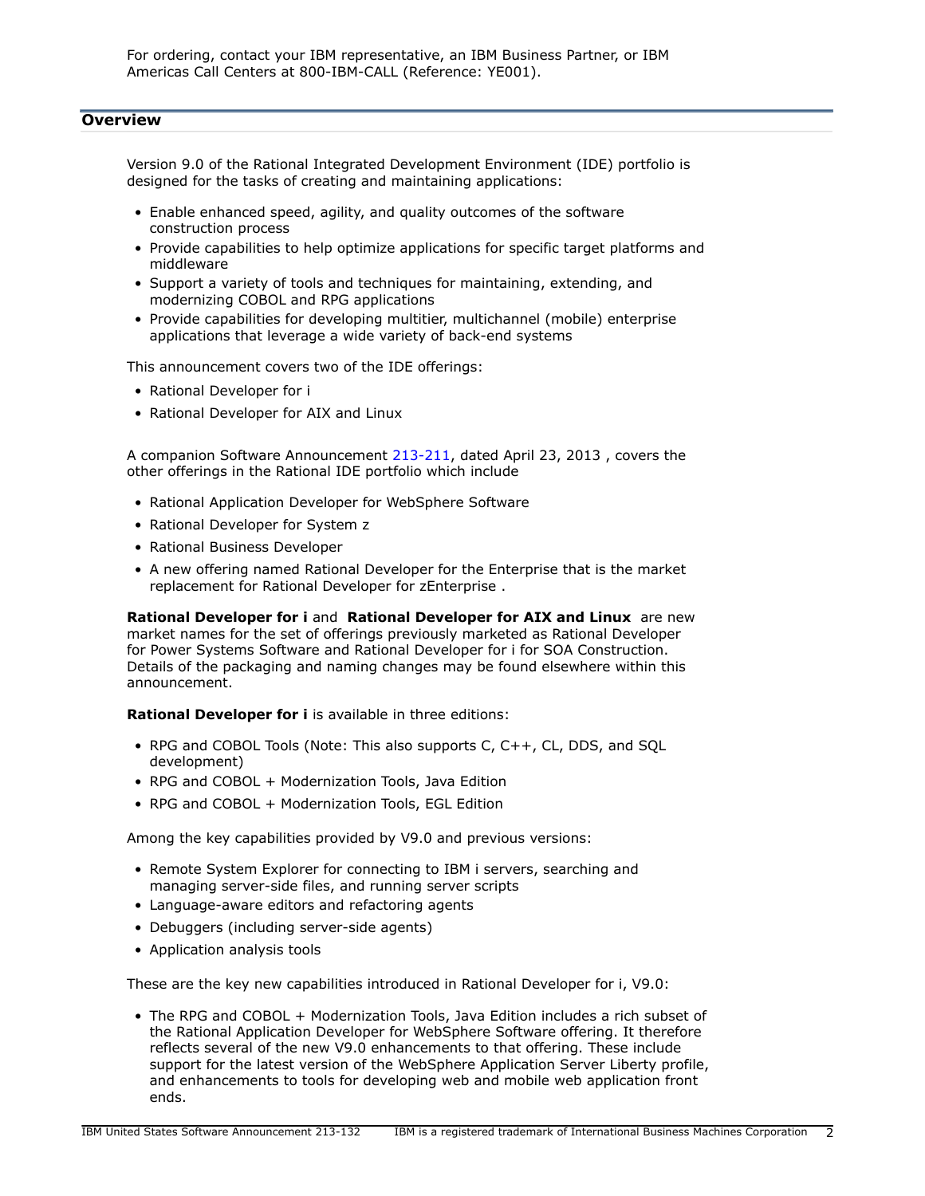For ordering, contact your IBM representative, an IBM Business Partner, or IBM Americas Call Centers at 800-IBM-CALL (Reference: YE001).

## Overview

Version 9.0 of the Rational Integrated Development Environment (IDE) portfolio is designed for the tasks of creating and maintaining applications:

- Enable enhanced speed, agility, and quality outcomes of the software construction process
- Provide capabilities to help optimize applications for specific target platforms and middleware
- Support a variety of tools and techniques for maintaining, extending, and modernizing COBOL and RPG applications
- Provide capabilities for developing multitier, multichannel (mobile) enterprise applications that leverage a wide variety of back-end systems

This announcement covers two of the IDE offerings:

- Rational Developer for i
- Rational Developer for AIX and Linux

A companion Software Announcement 213-211, dated April 23, 2013 , covers the other offerings in the Rational IDE portfolio which include

- Rational Application Developer for WebSphere Software
- Rational Developer for System z
- Rational Business Developer
- A new offering named Rational Developer for the Enterprise that is the market replacement for Rational Developer for zEnterprise .

**Rational Developer for i** and **Rational Developer for AIX and Linux** are new market names for the set of offerings previously marketed as Rational Developer for Power Systems Software and Rational Developer for i for SOA Construction. Details of the packaging and naming changes may be found elsewhere within this announcement.

**Rational Developer for i** is available in three editions:

- RPG and COBOL Tools (Note: This also supports C, C++, CL, DDS, and SQL development)
- RPG and COBOL + Modernization Tools, Java Edition
- RPG and COBOL + Modernization Tools, EGL Edition

Among the key capabilities provided by V9.0 and previous versions:

- Remote System Explorer for connecting to IBM i servers, searching and managing server-side files, and running server scripts
- Language-aware editors and refactoring agents
- Debuggers (including server-side agents)
- Application analysis tools

These are the key new capabilities introduced in Rational Developer for i, V9.0:

- The RPG and COBOL + Modernization Tools, Java Edition includes a rich subset of the Rational Application Developer for WebSphere Software offering. It therefore reflects several of the new V9.0 enhancements to that offering. These include support for the latest version of the WebSphere Application Server Liberty profile, and enhancements to tools for developing web and mobile web application front ends.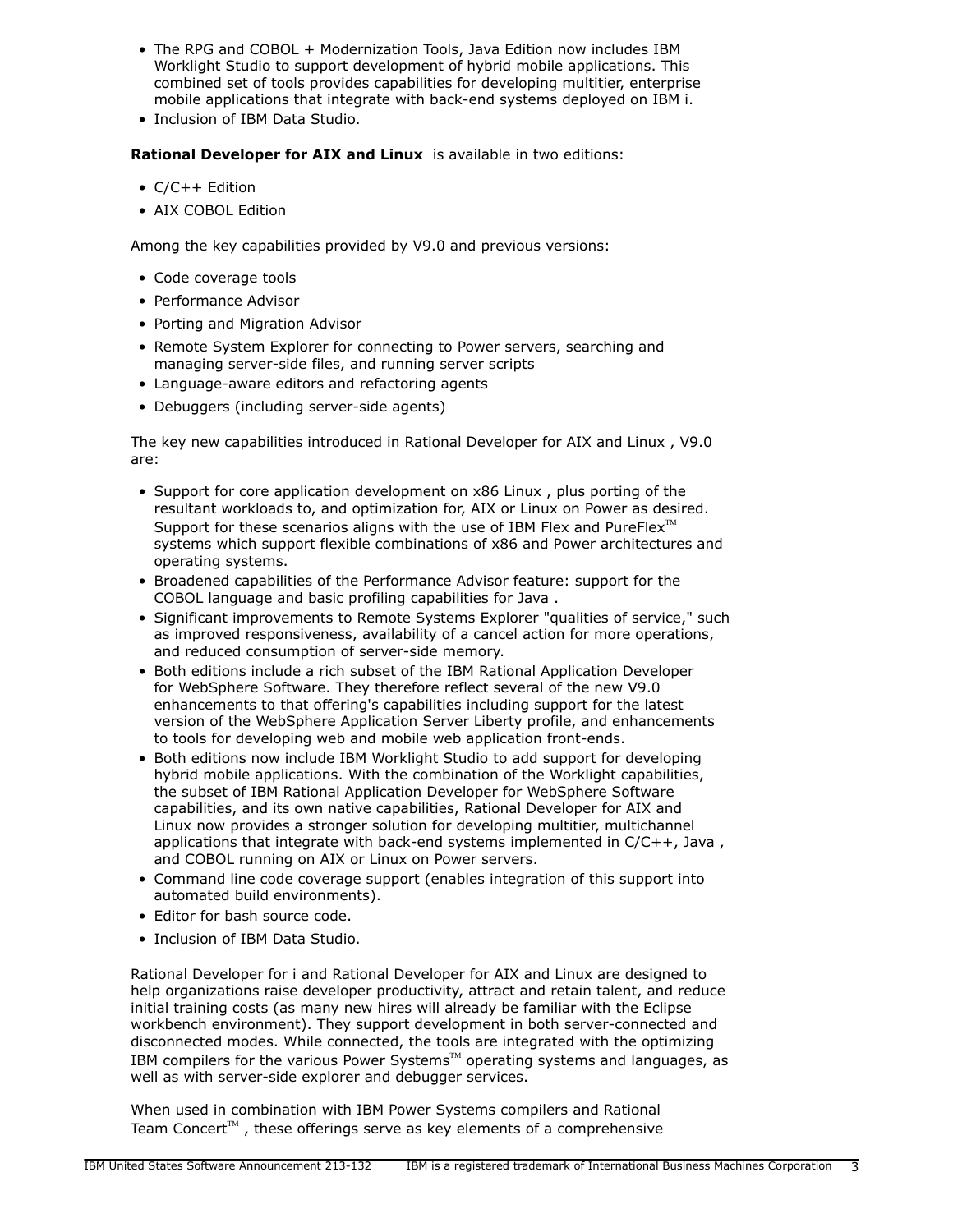- The RPG and COBOL + Modernization Tools, Java Edition now includes IBM Worklight Studio to support development of hybrid mobile applications. This combined set of tools provides capabilities for developing multitier, enterprise mobile applications that integrate with back-end systems deployed on IBM i.
- Inclusion of IBM Data Studio.

**Rational Developer for AIX and Linux** is available in two editions:

- C/C++ Edition
- AIX COBOL Edition

Among the key capabilities provided by V9.0 and previous versions:

- Code coverage tools
- Performance Advisor
- Porting and Migration Advisor
- Remote System Explorer for connecting to Power servers, searching and managing server-side files, and running server scripts
- Language-aware editors and refactoring agents
- Debuggers (including server-side agents)

The key new capabilities introduced in Rational Developer for AIX and Linux , V9.0 are:

- Support for core application development on x86 Linux , plus porting of the resultant workloads to, and optimization for, AIX or Linux on Power as desired. Support for these scenarios aligns with the use of IBM Flex and PureFlex™ systems which support flexible combinations of x86 and Power architectures and operating systems.
- Broadened capabilities of the Performance Advisor feature: support for the COBOL language and basic profiling capabilities for Java .
- Significant improvements to Remote Systems Explorer "qualities of service," such as improved responsiveness, availability of a cancel action for more operations, and reduced consumption of server-side memory.
- Both editions include a rich subset of the IBM Rational Application Developer for WebSphere Software. They therefore reflect several of the new V9.0 enhancements to that offering's capabilities including support for the latest version of the WebSphere Application Server Liberty profile, and enhancements to tools for developing web and mobile web application front-ends.
- Both editions now include IBM Worklight Studio to add support for developing hybrid mobile applications. With the combination of the Worklight capabilities, the subset of IBM Rational Application Developer for WebSphere Software capabilities, and its own native capabilities, Rational Developer for AIX and Linux now provides a stronger solution for developing multitier, multichannel applications that integrate with back-end systems implemented in C/C++, Java , and COBOL running on AIX or Linux on Power servers.
- Command line code coverage support (enables integration of this support into automated build environments).
- Editor for bash source code.
- Inclusion of IBM Data Studio.

Rational Developer for i and Rational Developer for AIX and Linux are designed to help organizations raise developer productivity, attract and retain talent, and reduce initial training costs (as many new hires will already be familiar with the Eclipse workbench environment). They support development in both server-connected and disconnected modes. While connected, the tools are integrated with the optimizing IBM compilers for the various Power Systems™ operating systems and languages, as well as with server-side explorer and debugger services.

When used in combination with IBM Power Systems compilers and Rational Team Concert™ , these offerings serve as key elements of a comprehensive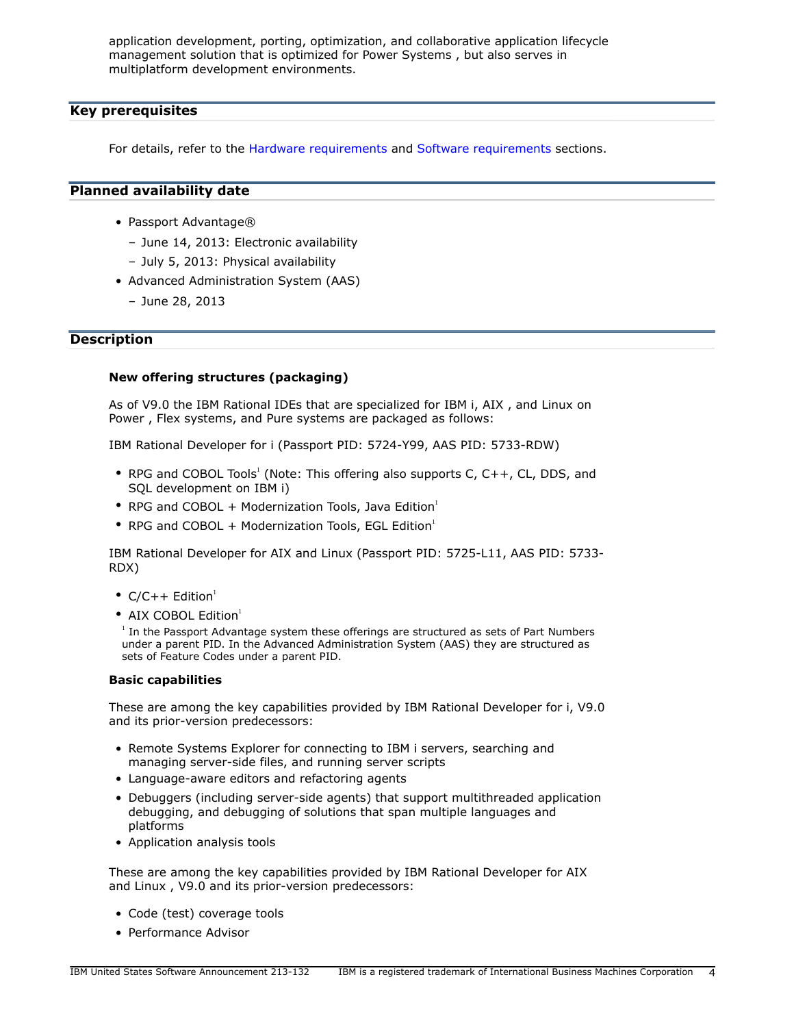application development, porting, optimization, and collaborative application lifecycle management solution that is optimized for Power Systems , but also serves in multiplatform development environments.

## Key prerequisites

For details, refer to the Hardware requirements and Software requirements sections.

## Planned availability date

- Passport Advantage®
  - June 14, 2013: Electronic availability
  - July 5, 2013: Physical availability
- Advanced Administration System (AAS)
  - June 28, 2013

## Description

### New offering structures (packaging)

As of V9.0 the IBM Rational IDEs that are specialized for IBM i, AIX , and Linux on Power , Flex systems, and Pure systems are packaged as follows:

IBM Rational Developer for i (Passport PID: 5724-Y99, AAS PID: 5733-RDW)

- RPG and COBOL Tools[1] (Note: This offering also supports C, C++, CL, DDS, and SQL development on IBM i)
- RPG and COBOL + Modernization Tools, Java Edition[1]
- RPG and COBOL + Modernization Tools, EGL Edition[1]

IBM Rational Developer for AIX and Linux (Passport PID: 5725-L11, AAS PID: 5733-RDX)

- C/C++ Edition[1]
- AIX COBOL Edition[1]

[1] In the Passport Advantage system these offerings are structured as sets of Part Numbers under a parent PID. In the Advanced Administration System (AAS) they are structured as sets of Feature Codes under a parent PID.

### Basic capabilities

These are among the key capabilities provided by IBM Rational Developer for i, V9.0 and its prior-version predecessors:

- Remote Systems Explorer for connecting to IBM i servers, searching and managing server-side files, and running server scripts
- Language-aware editors and refactoring agents
- Debuggers (including server-side agents) that support multithreaded application debugging, and debugging of solutions that span multiple languages and platforms
- Application analysis tools

These are among the key capabilities provided by IBM Rational Developer for AIX and Linux , V9.0 and its prior-version predecessors:

- Code (test) coverage tools
- Performance Advisor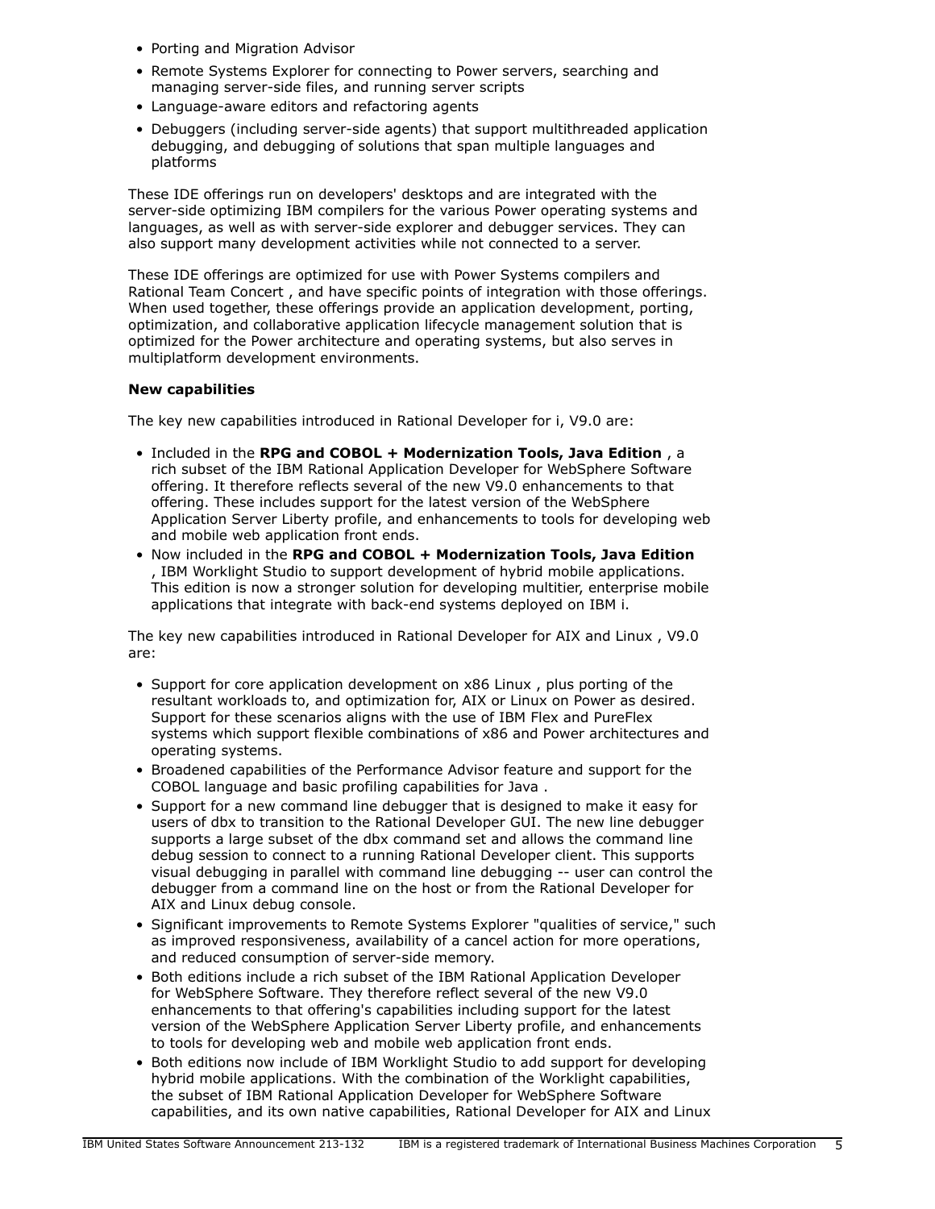- Porting and Migration Advisor
- Remote Systems Explorer for connecting to Power servers, searching and managing server-side files, and running server scripts
- Language-aware editors and refactoring agents
- Debuggers (including server-side agents) that support multithreaded application debugging, and debugging of solutions that span multiple languages and platforms

These IDE offerings run on developers' desktops and are integrated with the server-side optimizing IBM compilers for the various Power operating systems and languages, as well as with server-side explorer and debugger services. They can also support many development activities while not connected to a server.

These IDE offerings are optimized for use with Power Systems compilers and Rational Team Concert , and have specific points of integration with those offerings. When used together, these offerings provide an application development, porting, optimization, and collaborative application lifecycle management solution that is optimized for the Power architecture and operating systems, but also serves in multiplatform development environments.

**New capabilities**

The key new capabilities introduced in Rational Developer for i, V9.0 are:

- Included in the **RPG and COBOL + Modernization Tools, Java Edition** , a rich subset of the IBM Rational Application Developer for WebSphere Software offering. It therefore reflects several of the new V9.0 enhancements to that offering. These includes support for the latest version of the WebSphere Application Server Liberty profile, and enhancements to tools for developing web and mobile web application front ends.
- Now included in the **RPG and COBOL + Modernization Tools, Java Edition** , IBM Worklight Studio to support development of hybrid mobile applications. This edition is now a stronger solution for developing multitier, enterprise mobile applications that integrate with back-end systems deployed on IBM i.

The key new capabilities introduced in Rational Developer for AIX and Linux , V9.0 are:

- Support for core application development on x86 Linux , plus porting of the resultant workloads to, and optimization for, AIX or Linux on Power as desired. Support for these scenarios aligns with the use of IBM Flex and PureFlex systems which support flexible combinations of x86 and Power architectures and operating systems.
- Broadened capabilities of the Performance Advisor feature and support for the COBOL language and basic profiling capabilities for Java .
- Support for a new command line debugger that is designed to make it easy for users of dbx to transition to the Rational Developer GUI. The new line debugger supports a large subset of the dbx command set and allows the command line debug session to connect to a running Rational Developer client. This supports visual debugging in parallel with command line debugging -- user can control the debugger from a command line on the host or from the Rational Developer for AIX and Linux debug console.
- Significant improvements to Remote Systems Explorer "qualities of service," such as improved responsiveness, availability of a cancel action for more operations, and reduced consumption of server-side memory.
- Both editions include a rich subset of the IBM Rational Application Developer for WebSphere Software. They therefore reflect several of the new V9.0 enhancements to that offering's capabilities including support for the latest version of the WebSphere Application Server Liberty profile, and enhancements to tools for developing web and mobile web application front ends.
- Both editions now include of IBM Worklight Studio to add support for developing hybrid mobile applications. With the combination of the Worklight capabilities, the subset of IBM Rational Application Developer for WebSphere Software capabilities, and its own native capabilities, Rational Developer for AIX and Linux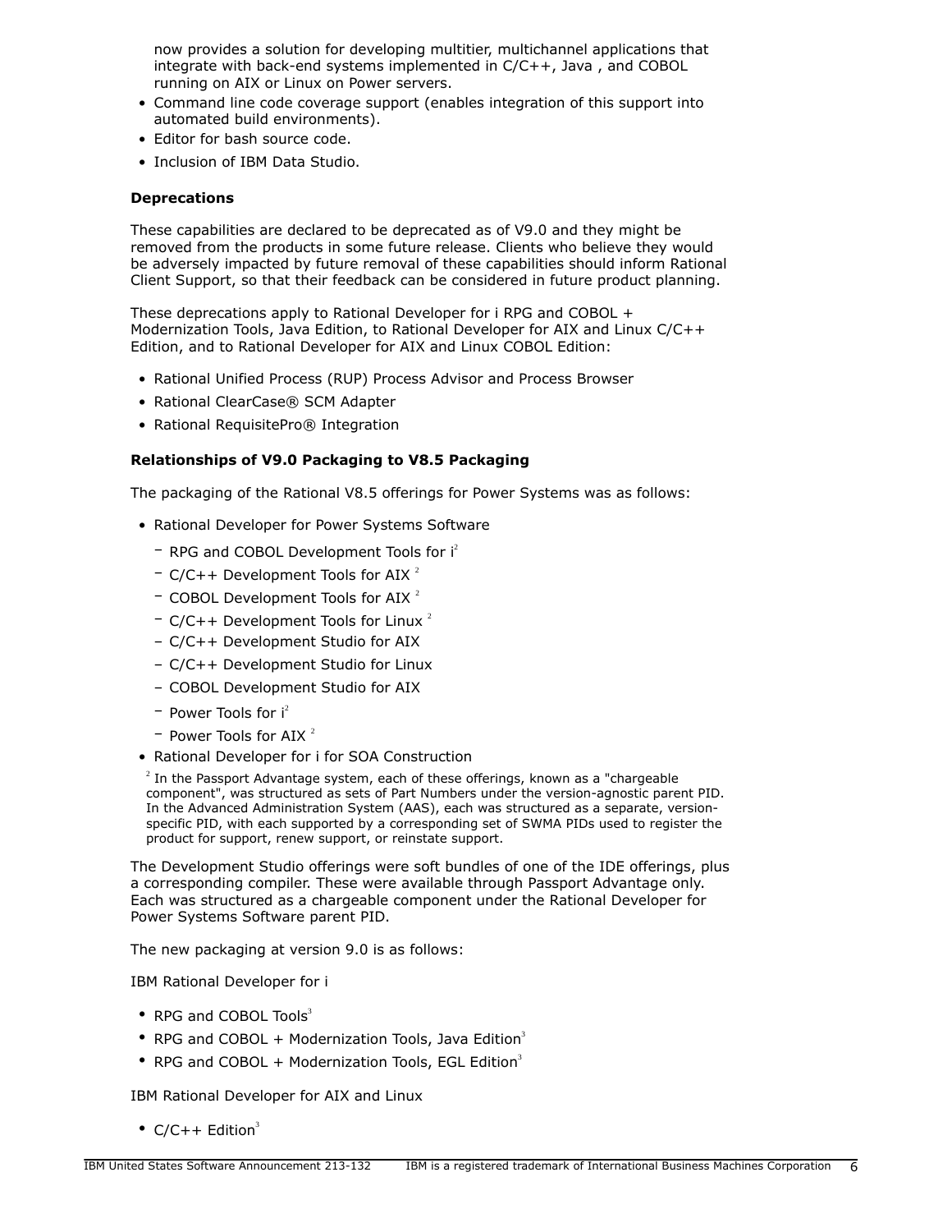now provides a solution for developing multitier, multichannel applications that integrate with back-end systems implemented in C/C++, Java , and COBOL running on AIX or Linux on Power servers.

- Command line code coverage support (enables integration of this support into automated build environments).
- Editor for bash source code.
- Inclusion of IBM Data Studio.

**Deprecations**

These capabilities are declared to be deprecated as of V9.0 and they might be removed from the products in some future release. Clients who believe they would be adversely impacted by future removal of these capabilities should inform Rational Client Support, so that their feedback can be considered in future product planning.

These deprecations apply to Rational Developer for i RPG and COBOL + Modernization Tools, Java Edition, to Rational Developer for AIX and Linux C/C++ Edition, and to Rational Developer for AIX and Linux COBOL Edition:

- Rational Unified Process (RUP) Process Advisor and Process Browser
- Rational ClearCase® SCM Adapter
- Rational RequisitePro® Integration

**Relationships of V9.0 Packaging to V8.5 Packaging**

The packaging of the Rational V8.5 offerings for Power Systems was as follows:

- Rational Developer for Power Systems Software
  - RPG and COBOL Development Tools for i[2]
  - C/C++ Development Tools for AIX [2]
  - COBOL Development Tools for AIX [2]
  - C/C++ Development Tools for Linux [2]
  - C/C++ Development Studio for AIX
  - C/C++ Development Studio for Linux
  - COBOL Development Studio for AIX
  - Power Tools for i[2]
  - Power Tools for AIX [2]
- Rational Developer for i for SOA Construction

[2] In the Passport Advantage system, each of these offerings, known as a "chargeable component", was structured as sets of Part Numbers under the version-agnostic parent PID. In the Advanced Administration System (AAS), each was structured as a separate, version-specific PID, with each supported by a corresponding set of SWMA PIDs used to register the product for support, renew support, or reinstate support.

The Development Studio offerings were soft bundles of one of the IDE offerings, plus a corresponding compiler. These were available through Passport Advantage only. Each was structured as a chargeable component under the Rational Developer for Power Systems Software parent PID.

The new packaging at version 9.0 is as follows:

IBM Rational Developer for i

- RPG and COBOL Tools[3]
- RPG and COBOL + Modernization Tools, Java Edition[3]
- RPG and COBOL + Modernization Tools, EGL Edition[3]

IBM Rational Developer for AIX and Linux

- C/C++ Edition[3]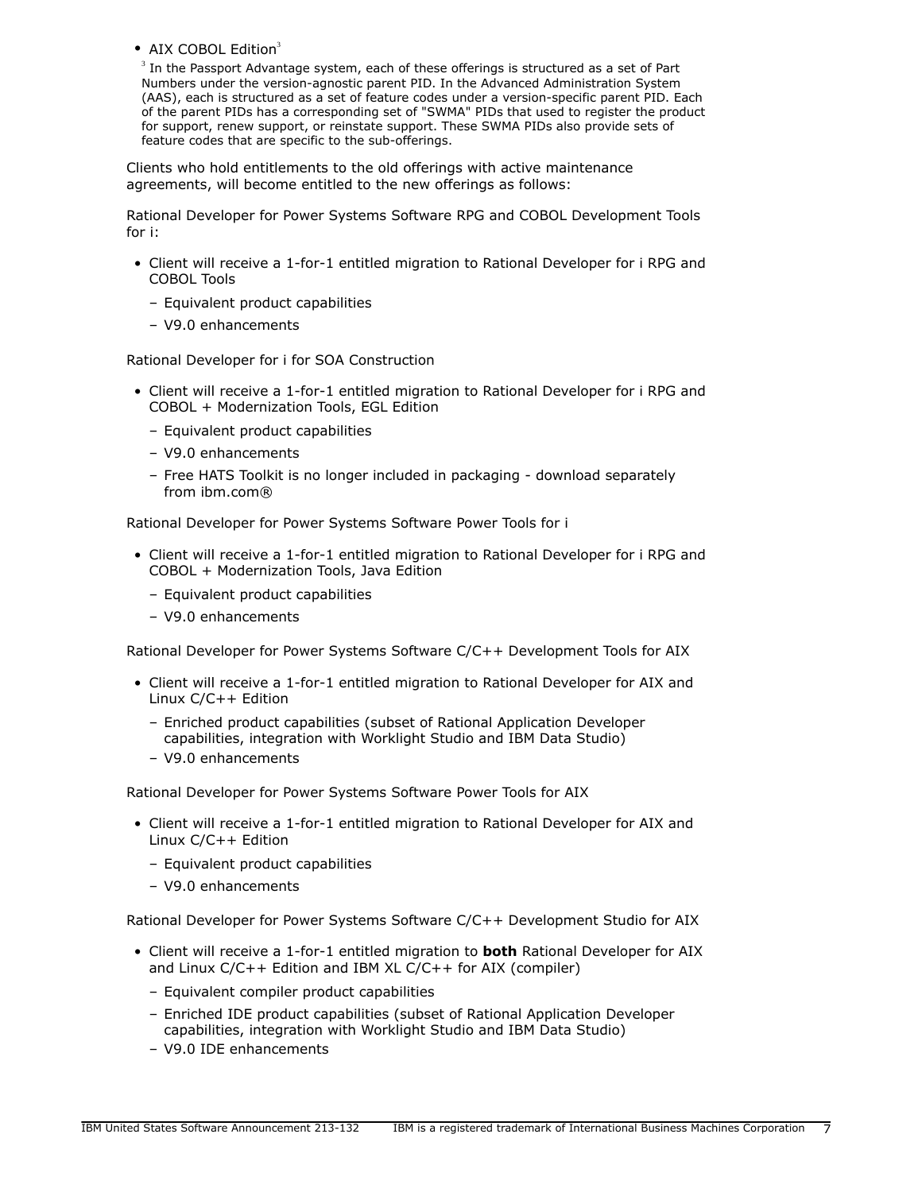- AIX COBOL Edition[3]

[3] In the Passport Advantage system, each of these offerings is structured as a set of Part Numbers under the version-agnostic parent PID. In the Advanced Administration System (AAS), each is structured as a set of feature codes under a version-specific parent PID. Each of the parent PIDs has a corresponding set of "SWMA" PIDs that used to register the product for support, renew support, or reinstate support. These SWMA PIDs also provide sets of feature codes that are specific to the sub-offerings.

Clients who hold entitlements to the old offerings with active maintenance agreements, will become entitled to the new offerings as follows:

Rational Developer for Power Systems Software RPG and COBOL Development Tools for i:

- Client will receive a 1-for-1 entitled migration to Rational Developer for i RPG and COBOL Tools
  - Equivalent product capabilities
  - V9.0 enhancements

Rational Developer for i for SOA Construction

- Client will receive a 1-for-1 entitled migration to Rational Developer for i RPG and COBOL + Modernization Tools, EGL Edition
  - Equivalent product capabilities
  - V9.0 enhancements
  - Free HATS Toolkit is no longer included in packaging - download separately from ibm.com®

Rational Developer for Power Systems Software Power Tools for i

- Client will receive a 1-for-1 entitled migration to Rational Developer for i RPG and COBOL + Modernization Tools, Java Edition
  - Equivalent product capabilities
  - V9.0 enhancements

Rational Developer for Power Systems Software C/C++ Development Tools for AIX

- Client will receive a 1-for-1 entitled migration to Rational Developer for AIX and Linux C/C++ Edition
  - Enriched product capabilities (subset of Rational Application Developer capabilities, integration with Worklight Studio and IBM Data Studio)
  - V9.0 enhancements

Rational Developer for Power Systems Software Power Tools for AIX

- Client will receive a 1-for-1 entitled migration to Rational Developer for AIX and Linux C/C++ Edition
  - Equivalent product capabilities
  - V9.0 enhancements

Rational Developer for Power Systems Software C/C++ Development Studio for AIX

- Client will receive a 1-for-1 entitled migration to **both** Rational Developer for AIX and Linux C/C++ Edition and IBM XL C/C++ for AIX (compiler)
  - Equivalent compiler product capabilities
  - Enriched IDE product capabilities (subset of Rational Application Developer capabilities, integration with Worklight Studio and IBM Data Studio)
  - V9.0 IDE enhancements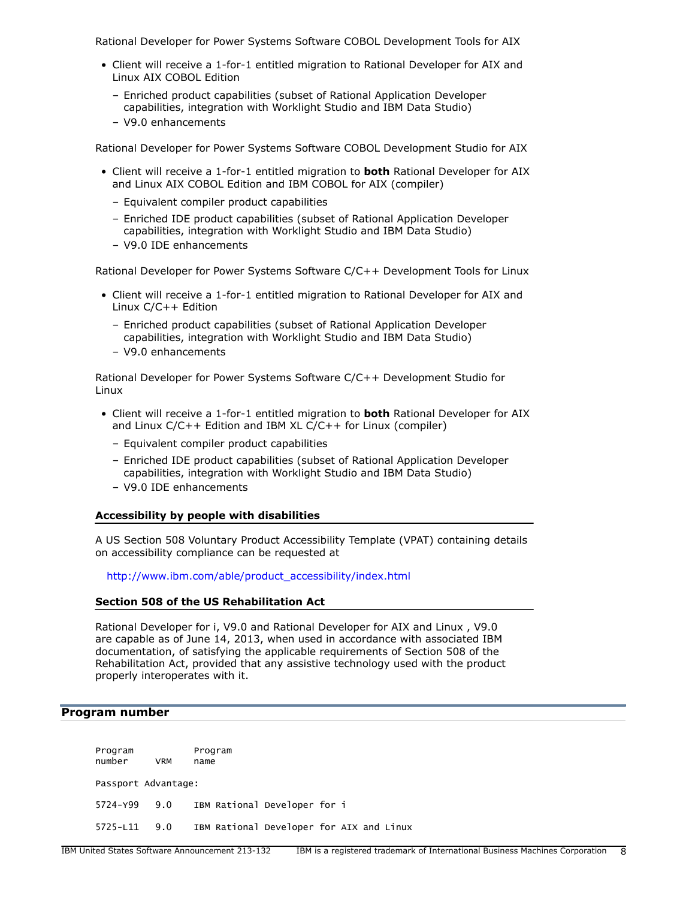Rational Developer for Power Systems Software COBOL Development Tools for AIX

- Client will receive a 1-for-1 entitled migration to Rational Developer for AIX and Linux AIX COBOL Edition
  - Enriched product capabilities (subset of Rational Application Developer capabilities, integration with Worklight Studio and IBM Data Studio)
  - V9.0 enhancements

Rational Developer for Power Systems Software COBOL Development Studio for AIX

- Client will receive a 1-for-1 entitled migration to **both** Rational Developer for AIX and Linux AIX COBOL Edition and IBM COBOL for AIX (compiler)
  - Equivalent compiler product capabilities
  - Enriched IDE product capabilities (subset of Rational Application Developer capabilities, integration with Worklight Studio and IBM Data Studio)
  - V9.0 IDE enhancements

Rational Developer for Power Systems Software C/C++ Development Tools for Linux

- Client will receive a 1-for-1 entitled migration to Rational Developer for AIX and Linux C/C++ Edition
  - Enriched product capabilities (subset of Rational Application Developer capabilities, integration with Worklight Studio and IBM Data Studio)
  - V9.0 enhancements

Rational Developer for Power Systems Software C/C++ Development Studio for Linux

- Client will receive a 1-for-1 entitled migration to **both** Rational Developer for AIX and Linux C/C++ Edition and IBM XL C/C++ for Linux (compiler)
  - Equivalent compiler product capabilities
  - Enriched IDE product capabilities (subset of Rational Application Developer capabilities, integration with Worklight Studio and IBM Data Studio)
  - V9.0 IDE enhancements

### Accessibility by people with disabilities

A US Section 508 Voluntary Product Accessibility Template (VPAT) containing details on accessibility compliance can be requested at

http://www.ibm.com/able/product_accessibility/index.html

### Section 508 of the US Rehabilitation Act

Rational Developer for i, V9.0 and Rational Developer for AIX and Linux , V9.0 are capable as of June 14, 2013, when used in accordance with associated IBM documentation, of satisfying the applicable requirements of Section 508 of the Rehabilitation Act, provided that any assistive technology used with the product properly interoperates with it.

## Program number

```
Program          Program
number    VRM    name

Passport Advantage:

5724-Y99   9.0   IBM Rational Developer for i

5725-L11   9.0   IBM Rational Developer for AIX and Linux
```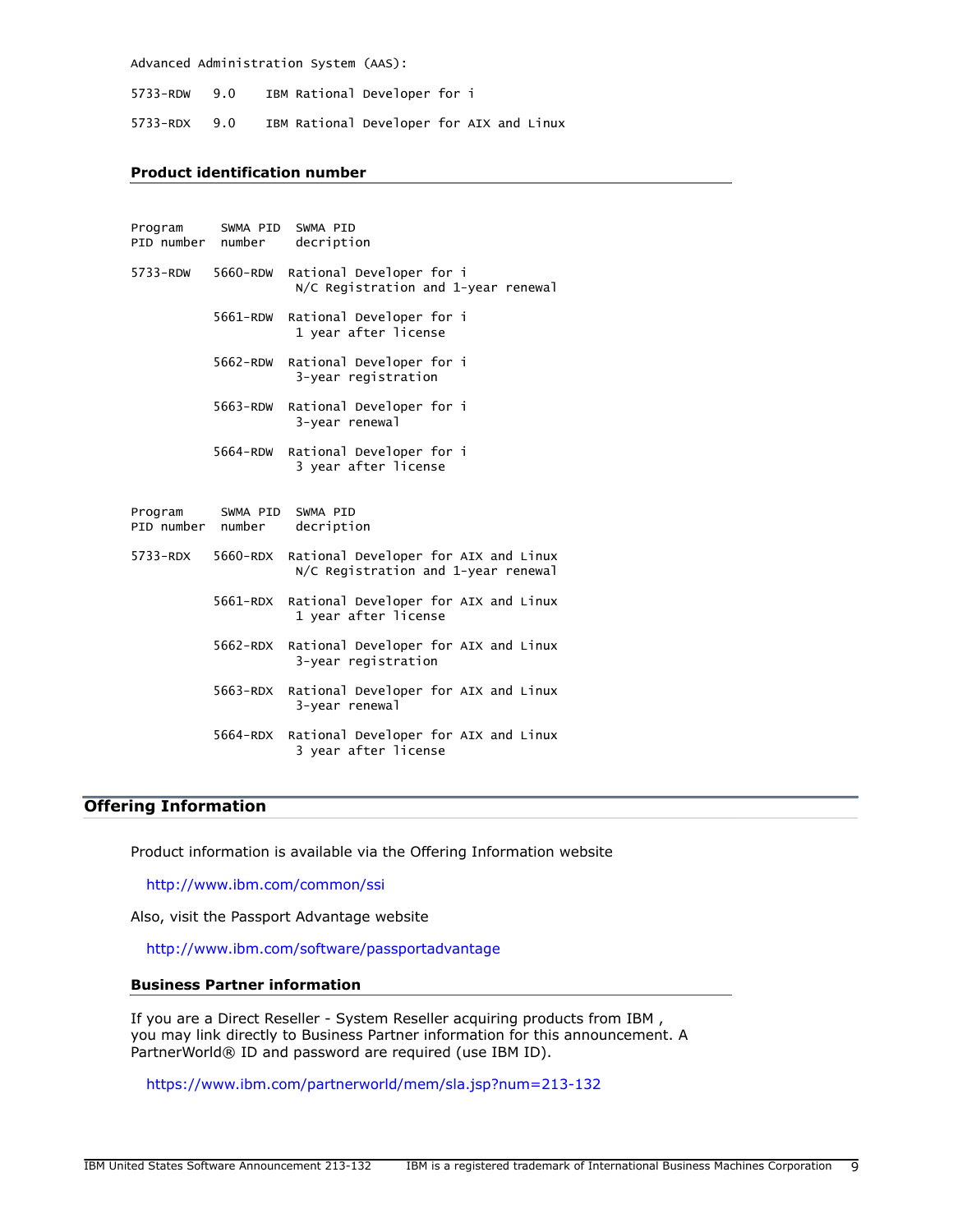```
Advanced Administration System (AAS):

5733-RDW   9.0   IBM Rational Developer for i

5733-RDX   9.0   IBM Rational Developer for AIX and Linux
```

### Product identification number

```
Program     SWMA PID  SWMA PID
PID number  number    decription

5733-RDW    5660-RDW  Rational Developer for i
                       N/C Registration and 1-year renewal

            5661-RDW  Rational Developer for i
                       1 year after license

            5662-RDW  Rational Developer for i
                       3-year registration

            5663-RDW  Rational Developer for i
                       3-year renewal

            5664-RDW  Rational Developer for i
                       3 year after license


Program     SWMA PID  SWMA PID
PID number  number    decription

5733-RDX    5660-RDX  Rational Developer for AIX and Linux
                       N/C Registration and 1-year renewal

            5661-RDX  Rational Developer for AIX and Linux
                       1 year after license

            5662-RDX  Rational Developer for AIX and Linux
                       3-year registration

            5663-RDX  Rational Developer for AIX and Linux
                       3-year renewal

            5664-RDX  Rational Developer for AIX and Linux
                       3 year after license
```

## Offering Information

Product information is available via the Offering Information website

http://www.ibm.com/common/ssi

Also, visit the Passport Advantage website

http://www.ibm.com/software/passportadvantage

### Business Partner information

If you are a Direct Reseller - System Reseller acquiring products from IBM , you may link directly to Business Partner information for this announcement. A PartnerWorld® ID and password are required (use IBM ID).

https://www.ibm.com/partnerworld/mem/sla.jsp?num=213-132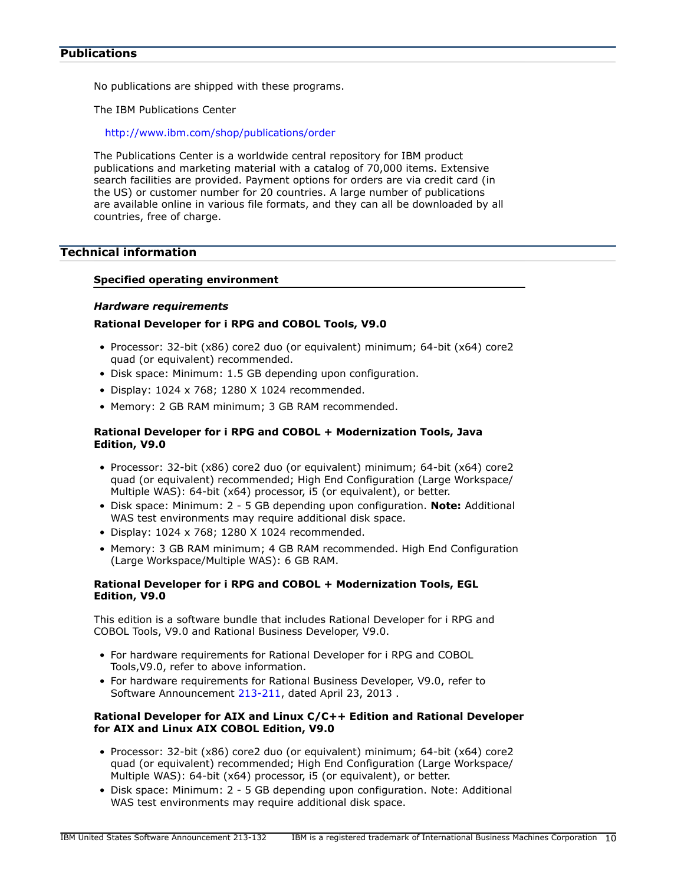## Publications

No publications are shipped with these programs.

The IBM Publications Center

http://www.ibm.com/shop/publications/order

The Publications Center is a worldwide central repository for IBM product publications and marketing material with a catalog of 70,000 items. Extensive search facilities are provided. Payment options for orders are via credit card (in the US) or customer number for 20 countries. A large number of publications are available online in various file formats, and they can all be downloaded by all countries, free of charge.

## Technical information

### Specified operating environment

*Hardware requirements*

**Rational Developer for i RPG and COBOL Tools, V9.0**

- Processor: 32-bit (x86) core2 duo (or equivalent) minimum; 64-bit (x64) core2 quad (or equivalent) recommended.
- Disk space: Minimum: 1.5 GB depending upon configuration.
- Display: 1024 x 768; 1280 X 1024 recommended.
- Memory: 2 GB RAM minimum; 3 GB RAM recommended.

**Rational Developer for i RPG and COBOL + Modernization Tools, Java Edition, V9.0**

- Processor: 32-bit (x86) core2 duo (or equivalent) minimum; 64-bit (x64) core2 quad (or equivalent) recommended; High End Configuration (Large Workspace/ Multiple WAS): 64-bit (x64) processor, i5 (or equivalent), or better.
- Disk space: Minimum: 2 - 5 GB depending upon configuration. **Note:** Additional WAS test environments may require additional disk space.
- Display: 1024 x 768; 1280 X 1024 recommended.
- Memory: 3 GB RAM minimum; 4 GB RAM recommended. High End Configuration (Large Workspace/Multiple WAS): 6 GB RAM.

**Rational Developer for i RPG and COBOL + Modernization Tools, EGL Edition, V9.0**

This edition is a software bundle that includes Rational Developer for i RPG and COBOL Tools, V9.0 and Rational Business Developer, V9.0.

- For hardware requirements for Rational Developer for i RPG and COBOL Tools,V9.0, refer to above information.
- For hardware requirements for Rational Business Developer, V9.0, refer to Software Announcement 213-211, dated April 23, 2013 .

**Rational Developer for AIX and Linux C/C++ Edition and Rational Developer for AIX and Linux AIX COBOL Edition, V9.0**

- Processor: 32-bit (x86) core2 duo (or equivalent) minimum; 64-bit (x64) core2 quad (or equivalent) recommended; High End Configuration (Large Workspace/ Multiple WAS): 64-bit (x64) processor, i5 (or equivalent), or better.
- Disk space: Minimum: 2 - 5 GB depending upon configuration. Note: Additional WAS test environments may require additional disk space.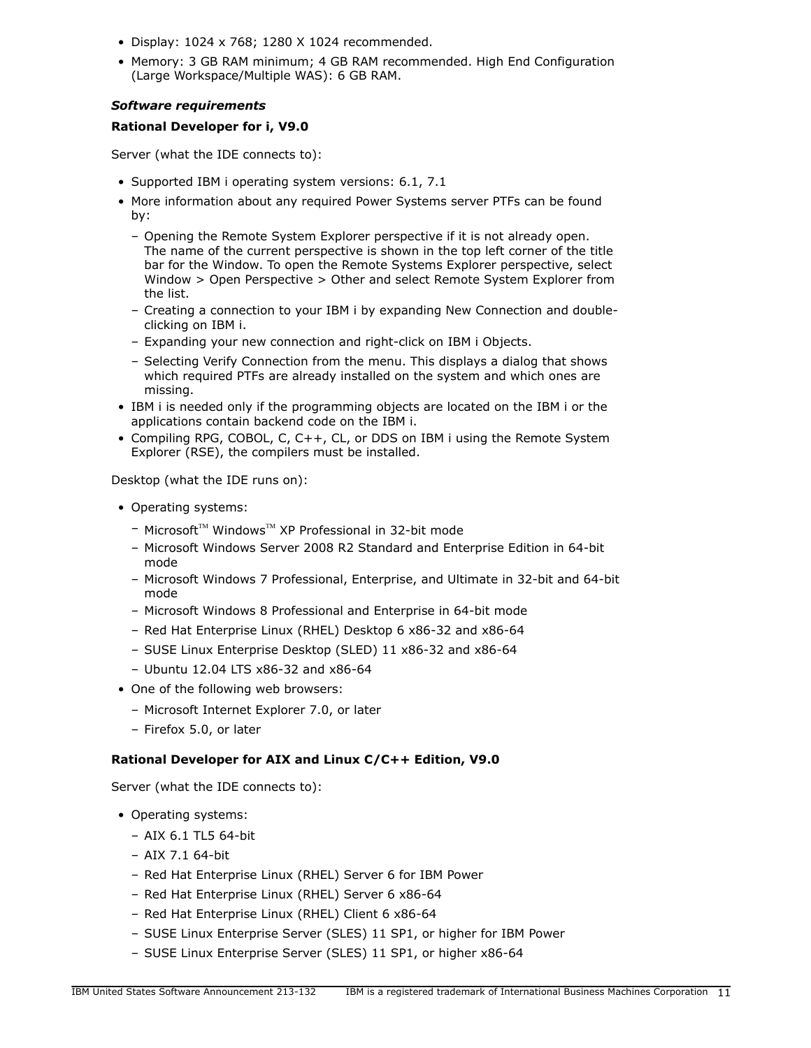- Display: 1024 x 768; 1280 X 1024 recommended.
- Memory: 3 GB RAM minimum; 4 GB RAM recommended. High End Configuration (Large Workspace/Multiple WAS): 6 GB RAM.

***Software requirements***

**Rational Developer for i, V9.0**

Server (what the IDE connects to):

- Supported IBM i operating system versions: 6.1, 7.1
- More information about any required Power Systems server PTFs can be found by:
  - Opening the Remote System Explorer perspective if it is not already open. The name of the current perspective is shown in the top left corner of the title bar for the Window. To open the Remote Systems Explorer perspective, select Window > Open Perspective > Other and select Remote System Explorer from the list.
  - Creating a connection to your IBM i by expanding New Connection and double-clicking on IBM i.
  - Expanding your new connection and right-click on IBM i Objects.
  - Selecting Verify Connection from the menu. This displays a dialog that shows which required PTFs are already installed on the system and which ones are missing.
- IBM i is needed only if the programming objects are located on the IBM i or the applications contain backend code on the IBM i.
- Compiling RPG, COBOL, C, C++, CL, or DDS on IBM i using the Remote System Explorer (RSE), the compilers must be installed.

Desktop (what the IDE runs on):

- Operating systems:
  - Microsoft™ Windows™ XP Professional in 32-bit mode
  - Microsoft Windows Server 2008 R2 Standard and Enterprise Edition in 64-bit mode
  - Microsoft Windows 7 Professional, Enterprise, and Ultimate in 32-bit and 64-bit mode
  - Microsoft Windows 8 Professional and Enterprise in 64-bit mode
  - Red Hat Enterprise Linux (RHEL) Desktop 6 x86-32 and x86-64
  - SUSE Linux Enterprise Desktop (SLED) 11 x86-32 and x86-64
  - Ubuntu 12.04 LTS x86-32 and x86-64
- One of the following web browsers:
  - Microsoft Internet Explorer 7.0, or later
  - Firefox 5.0, or later

**Rational Developer for AIX and Linux C/C++ Edition, V9.0**

Server (what the IDE connects to):

- Operating systems:
  - AIX 6.1 TL5 64-bit
  - AIX 7.1 64-bit
  - Red Hat Enterprise Linux (RHEL) Server 6 for IBM Power
  - Red Hat Enterprise Linux (RHEL) Server 6 x86-64
  - Red Hat Enterprise Linux (RHEL) Client 6 x86-64
  - SUSE Linux Enterprise Server (SLES) 11 SP1, or higher for IBM Power
  - SUSE Linux Enterprise Server (SLES) 11 SP1, or higher x86-64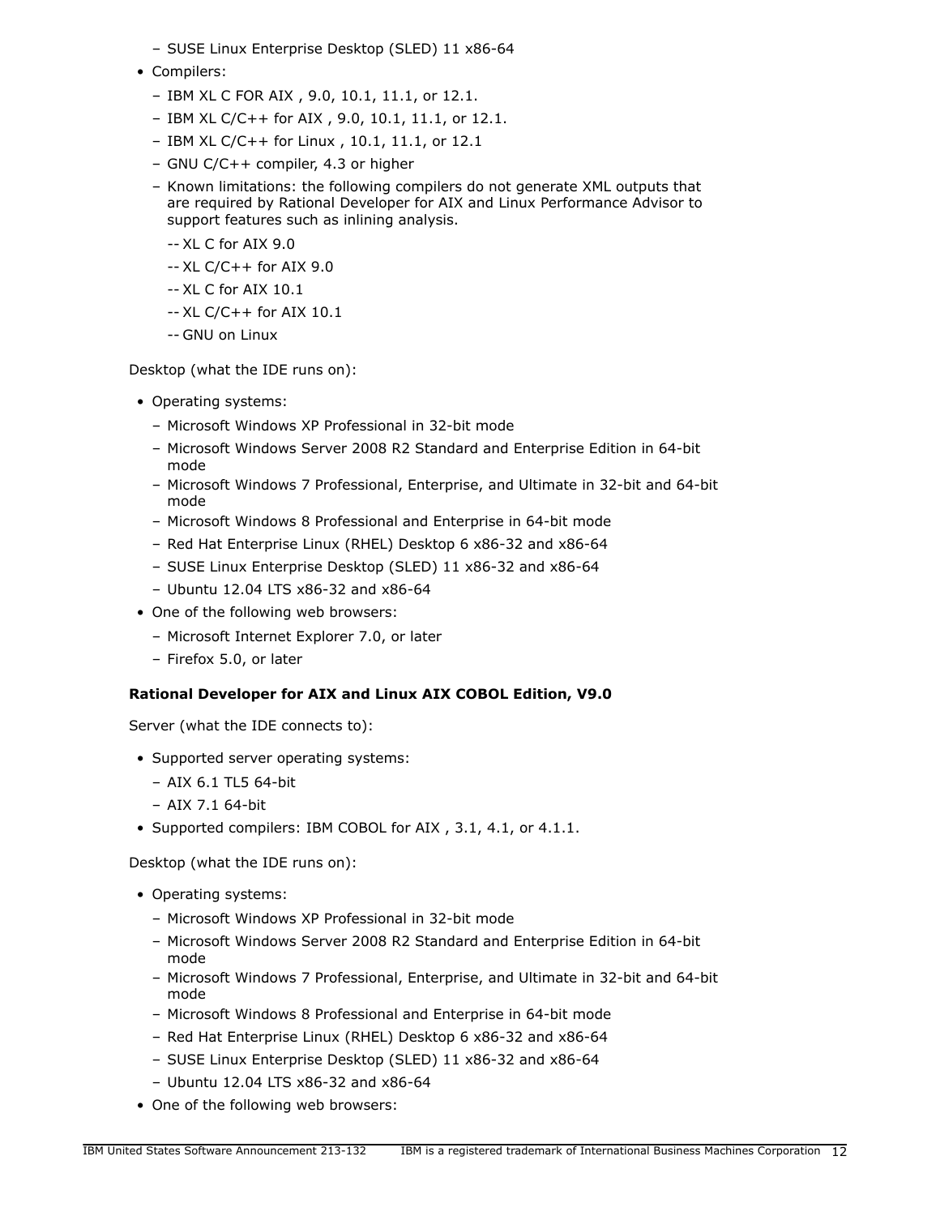- SUSE Linux Enterprise Desktop (SLED) 11 x86-64
- Compilers:
  - IBM XL C FOR AIX , 9.0, 10.1, 11.1, or 12.1.
  - IBM XL C/C++ for AIX , 9.0, 10.1, 11.1, or 12.1.
  - IBM XL C/C++ for Linux , 10.1, 11.1, or 12.1
  - GNU C/C++ compiler, 4.3 or higher
  - Known limitations: the following compilers do not generate XML outputs that are required by Rational Developer for AIX and Linux Performance Advisor to support features such as inlining analysis.
    - -- XL C for AIX 9.0
    - -- XL C/C++ for AIX 9.0
    - -- XL C for AIX 10.1
    - -- XL C/C++ for AIX 10.1
    - -- GNU on Linux

Desktop (what the IDE runs on):

- Operating systems:
  - Microsoft Windows XP Professional in 32-bit mode
  - Microsoft Windows Server 2008 R2 Standard and Enterprise Edition in 64-bit mode
  - Microsoft Windows 7 Professional, Enterprise, and Ultimate in 32-bit and 64-bit mode
  - Microsoft Windows 8 Professional and Enterprise in 64-bit mode
  - Red Hat Enterprise Linux (RHEL) Desktop 6 x86-32 and x86-64
  - SUSE Linux Enterprise Desktop (SLED) 11 x86-32 and x86-64
  - Ubuntu 12.04 LTS x86-32 and x86-64
- One of the following web browsers:
  - Microsoft Internet Explorer 7.0, or later
  - Firefox 5.0, or later

**Rational Developer for AIX and Linux AIX COBOL Edition, V9.0**

Server (what the IDE connects to):

- Supported server operating systems:
  - AIX 6.1 TL5 64-bit
  - AIX 7.1 64-bit
- Supported compilers: IBM COBOL for AIX , 3.1, 4.1, or 4.1.1.

Desktop (what the IDE runs on):

- Operating systems:
  - Microsoft Windows XP Professional in 32-bit mode
  - Microsoft Windows Server 2008 R2 Standard and Enterprise Edition in 64-bit mode
  - Microsoft Windows 7 Professional, Enterprise, and Ultimate in 32-bit and 64-bit mode
  - Microsoft Windows 8 Professional and Enterprise in 64-bit mode
  - Red Hat Enterprise Linux (RHEL) Desktop 6 x86-32 and x86-64
  - SUSE Linux Enterprise Desktop (SLED) 11 x86-32 and x86-64
  - Ubuntu 12.04 LTS x86-32 and x86-64
- One of the following web browsers: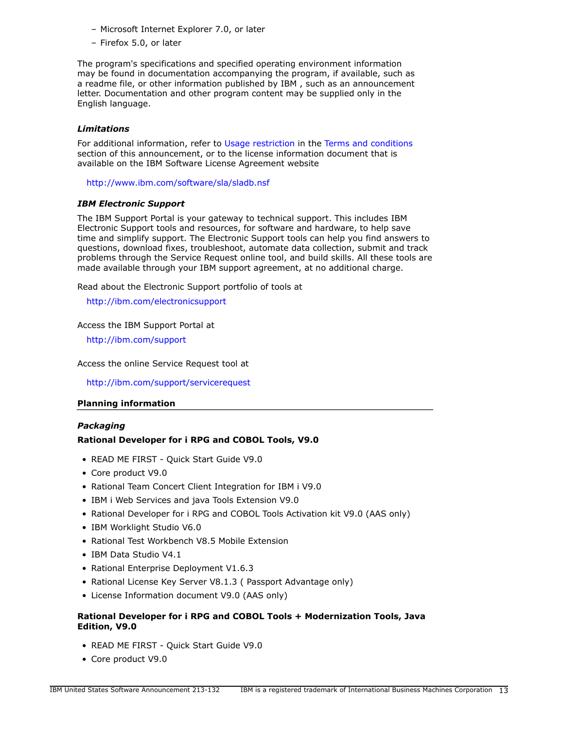- Microsoft Internet Explorer 7.0, or later
- Firefox 5.0, or later

The program's specifications and specified operating environment information may be found in documentation accompanying the program, if available, such as a readme file, or other information published by IBM , such as an announcement letter. Documentation and other program content may be supplied only in the English language.

### *Limitations*

For additional information, refer to Usage restriction in the Terms and conditions section of this announcement, or to the license information document that is available on the IBM Software License Agreement website

http://www.ibm.com/software/sla/sladb.nsf

### *IBM Electronic Support*

The IBM Support Portal is your gateway to technical support. This includes IBM Electronic Support tools and resources, for software and hardware, to help save time and simplify support. The Electronic Support tools can help you find answers to questions, download fixes, troubleshoot, automate data collection, submit and track problems through the Service Request online tool, and build skills. All these tools are made available through your IBM support agreement, at no additional charge.

Read about the Electronic Support portfolio of tools at

http://ibm.com/electronicsupport

Access the IBM Support Portal at

http://ibm.com/support

Access the online Service Request tool at

http://ibm.com/support/servicerequest

## Planning information

### *Packaging*

**Rational Developer for i RPG and COBOL Tools, V9.0**

- READ ME FIRST - Quick Start Guide V9.0
- Core product V9.0
- Rational Team Concert Client Integration for IBM i V9.0
- IBM i Web Services and java Tools Extension V9.0
- Rational Developer for i RPG and COBOL Tools Activation kit V9.0 (AAS only)
- IBM Worklight Studio V6.0
- Rational Test Workbench V8.5 Mobile Extension
- IBM Data Studio V4.1
- Rational Enterprise Deployment V1.6.3
- Rational License Key Server V8.1.3 ( Passport Advantage only)
- License Information document V9.0 (AAS only)

**Rational Developer for i RPG and COBOL Tools + Modernization Tools, Java Edition, V9.0**

- READ ME FIRST - Quick Start Guide V9.0
- Core product V9.0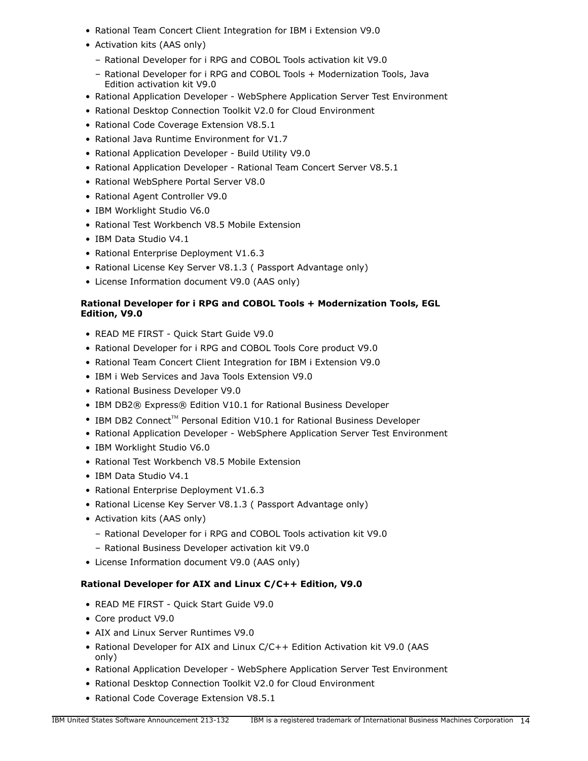- Rational Team Concert Client Integration for IBM i Extension V9.0
- Activation kits (AAS only)
  - Rational Developer for i RPG and COBOL Tools activation kit V9.0
  - Rational Developer for i RPG and COBOL Tools + Modernization Tools, Java Edition activation kit V9.0
- Rational Application Developer - WebSphere Application Server Test Environment
- Rational Desktop Connection Toolkit V2.0 for Cloud Environment
- Rational Code Coverage Extension V8.5.1
- Rational Java Runtime Environment for V1.7
- Rational Application Developer - Build Utility V9.0
- Rational Application Developer - Rational Team Concert Server V8.5.1
- Rational WebSphere Portal Server V8.0
- Rational Agent Controller V9.0
- IBM Worklight Studio V6.0
- Rational Test Workbench V8.5 Mobile Extension
- IBM Data Studio V4.1
- Rational Enterprise Deployment V1.6.3
- Rational License Key Server V8.1.3 ( Passport Advantage only)
- License Information document V9.0 (AAS only)

**Rational Developer for i RPG and COBOL Tools + Modernization Tools, EGL Edition, V9.0**

- READ ME FIRST - Quick Start Guide V9.0
- Rational Developer for i RPG and COBOL Tools Core product V9.0
- Rational Team Concert Client Integration for IBM i Extension V9.0
- IBM i Web Services and Java Tools Extension V9.0
- Rational Business Developer V9.0
- IBM DB2® Express® Edition V10.1 for Rational Business Developer
- IBM DB2 Connect™ Personal Edition V10.1 for Rational Business Developer
- Rational Application Developer - WebSphere Application Server Test Environment
- IBM Worklight Studio V6.0
- Rational Test Workbench V8.5 Mobile Extension
- IBM Data Studio V4.1
- Rational Enterprise Deployment V1.6.3
- Rational License Key Server V8.1.3 ( Passport Advantage only)
- Activation kits (AAS only)
  - Rational Developer for i RPG and COBOL Tools activation kit V9.0
  - Rational Business Developer activation kit V9.0
- License Information document V9.0 (AAS only)

**Rational Developer for AIX and Linux C/C++ Edition, V9.0**

- READ ME FIRST - Quick Start Guide V9.0
- Core product V9.0
- AIX and Linux Server Runtimes V9.0
- Rational Developer for AIX and Linux C/C++ Edition Activation kit V9.0 (AAS only)
- Rational Application Developer - WebSphere Application Server Test Environment
- Rational Desktop Connection Toolkit V2.0 for Cloud Environment
- Rational Code Coverage Extension V8.5.1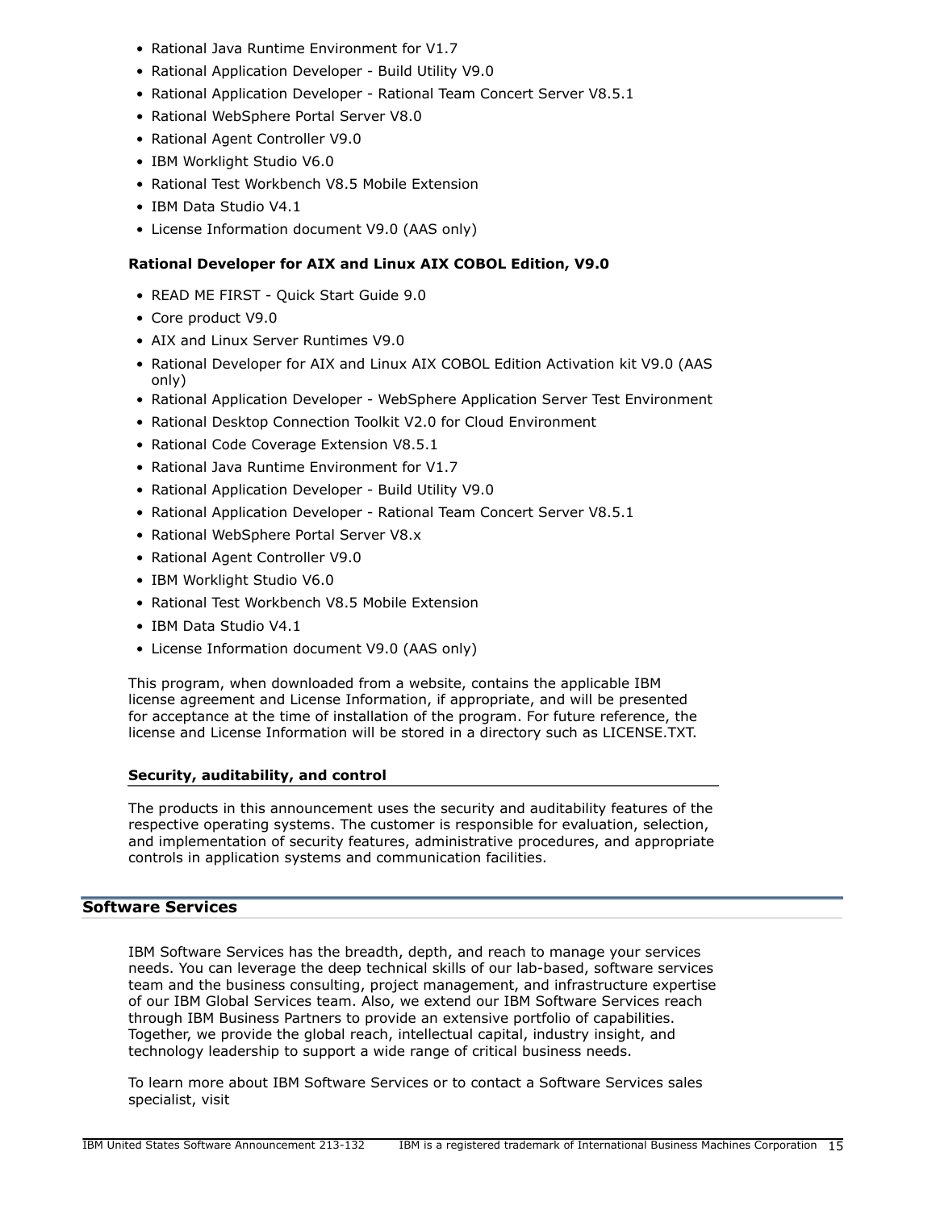- Rational Java Runtime Environment for V1.7
- Rational Application Developer - Build Utility V9.0
- Rational Application Developer - Rational Team Concert Server V8.5.1
- Rational WebSphere Portal Server V8.0
- Rational Agent Controller V9.0
- IBM Worklight Studio V6.0
- Rational Test Workbench V8.5 Mobile Extension
- IBM Data Studio V4.1
- License Information document V9.0 (AAS only)

**Rational Developer for AIX and Linux AIX COBOL Edition, V9.0**

- READ ME FIRST - Quick Start Guide 9.0
- Core product V9.0
- AIX and Linux Server Runtimes V9.0
- Rational Developer for AIX and Linux AIX COBOL Edition Activation kit V9.0 (AAS only)
- Rational Application Developer - WebSphere Application Server Test Environment
- Rational Desktop Connection Toolkit V2.0 for Cloud Environment
- Rational Code Coverage Extension V8.5.1
- Rational Java Runtime Environment for V1.7
- Rational Application Developer - Build Utility V9.0
- Rational Application Developer - Rational Team Concert Server V8.5.1
- Rational WebSphere Portal Server V8.x
- Rational Agent Controller V9.0
- IBM Worklight Studio V6.0
- Rational Test Workbench V8.5 Mobile Extension
- IBM Data Studio V4.1
- License Information document V9.0 (AAS only)

This program, when downloaded from a website, contains the applicable IBM license agreement and License Information, if appropriate, and will be presented for acceptance at the time of installation of the program. For future reference, the license and License Information will be stored in a directory such as LICENSE.TXT.

### Security, auditability, and control

The products in this announcement uses the security and auditability features of the respective operating systems. The customer is responsible for evaluation, selection, and implementation of security features, administrative procedures, and appropriate controls in application systems and communication facilities.

## Software Services

IBM Software Services has the breadth, depth, and reach to manage your services needs. You can leverage the deep technical skills of our lab-based, software services team and the business consulting, project management, and infrastructure expertise of our IBM Global Services team. Also, we extend our IBM Software Services reach through IBM Business Partners to provide an extensive portfolio of capabilities. Together, we provide the global reach, intellectual capital, industry insight, and technology leadership to support a wide range of critical business needs.

To learn more about IBM Software Services or to contact a Software Services sales specialist, visit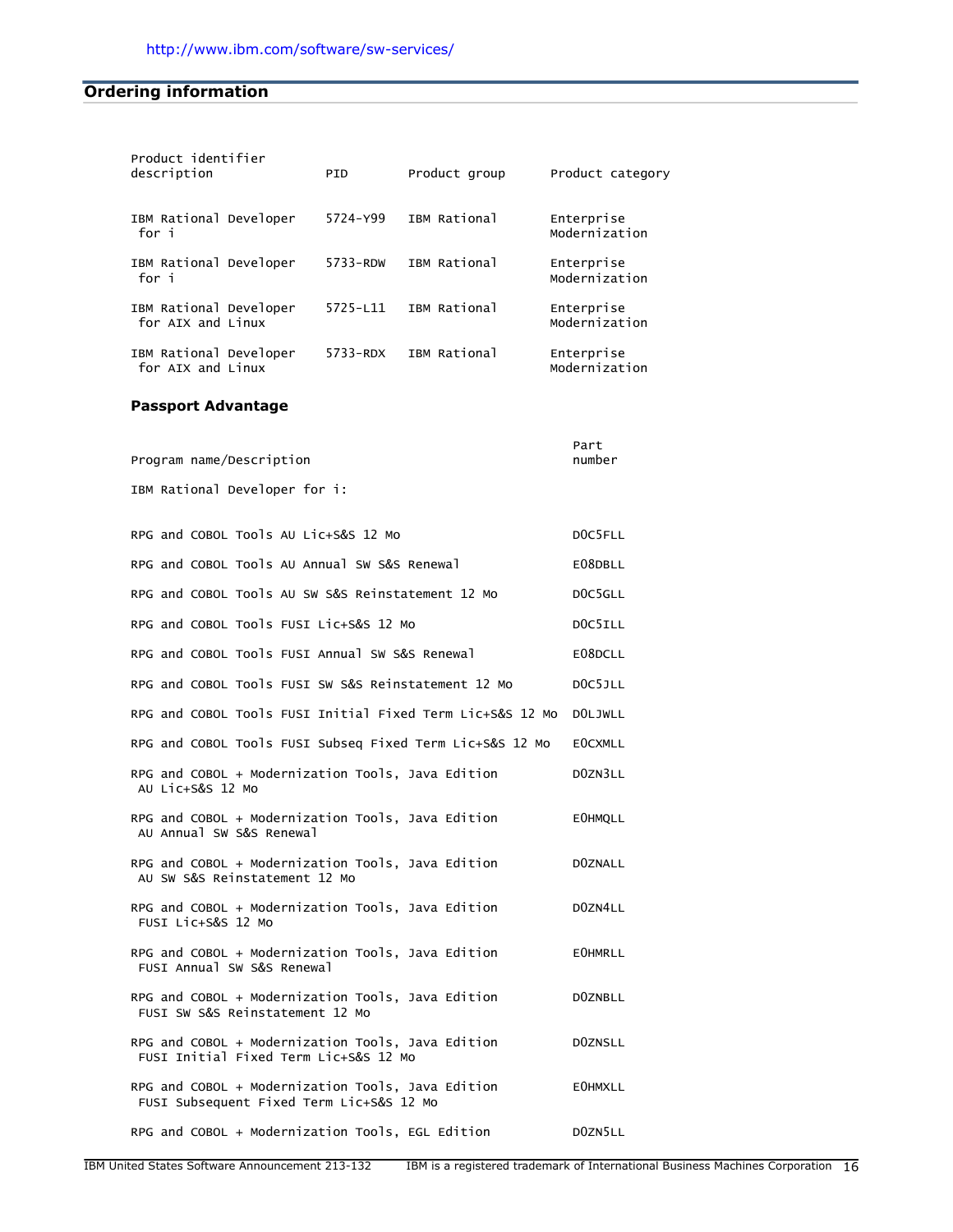http://www.ibm.com/software/sw-services/

## Ordering information

| Product identifier description | PID | Product group | Product category |
|---|---|---|---|
| IBM Rational Developer for i | 5724-Y99 | IBM Rational | Enterprise Modernization |
| IBM Rational Developer for i | 5733-RDW | IBM Rational | Enterprise Modernization |
| IBM Rational Developer for AIX and Linux | 5725-L11 | IBM Rational | Enterprise Modernization |
| IBM Rational Developer for AIX and Linux | 5733-RDX | IBM Rational | Enterprise Modernization |

### Passport Advantage

| Program name/Description | Part number |
|---|---|
| IBM Rational Developer for i: | |
| RPG and COBOL Tools AU Lic+S&S 12 Mo | D0C5FLL |
| RPG and COBOL Tools AU Annual SW S&S Renewal | E08DBLL |
| RPG and COBOL Tools AU SW S&S Reinstatement 12 Mo | D0C5GLL |
| RPG and COBOL Tools FUSI Lic+S&S 12 Mo | D0C5ILL |
| RPG and COBOL Tools FUSI Annual SW S&S Renewal | E08DCLL |
| RPG and COBOL Tools FUSI SW S&S Reinstatement 12 Mo | D0C5JLL |
| RPG and COBOL Tools FUSI Initial Fixed Term Lic+S&S 12 Mo | D0LJWLL |
| RPG and COBOL Tools FUSI Subseq Fixed Term Lic+S&S 12 Mo | E0CXMLL |
| RPG and COBOL + Modernization Tools, Java Edition AU Lic+S&S 12 Mo | D0ZN3LL |
| RPG and COBOL + Modernization Tools, Java Edition AU Annual SW S&S Renewal | E0HMQLL |
| RPG and COBOL + Modernization Tools, Java Edition AU SW S&S Reinstatement 12 Mo | D0ZNALL |
| RPG and COBOL + Modernization Tools, Java Edition FUSI Lic+S&S 12 Mo | D0ZN4LL |
| RPG and COBOL + Modernization Tools, Java Edition FUSI Annual SW S&S Renewal | E0HMRLL |
| RPG and COBOL + Modernization Tools, Java Edition FUSI SW S&S Reinstatement 12 Mo | D0ZNBLL |
| RPG and COBOL + Modernization Tools, Java Edition FUSI Initial Fixed Term Lic+S&S 12 Mo | D0ZNSLL |
| RPG and COBOL + Modernization Tools, Java Edition FUSI Subsequent Fixed Term Lic+S&S 12 Mo | E0HMXLL |
| RPG and COBOL + Modernization Tools, EGL Edition | D0ZN5LL |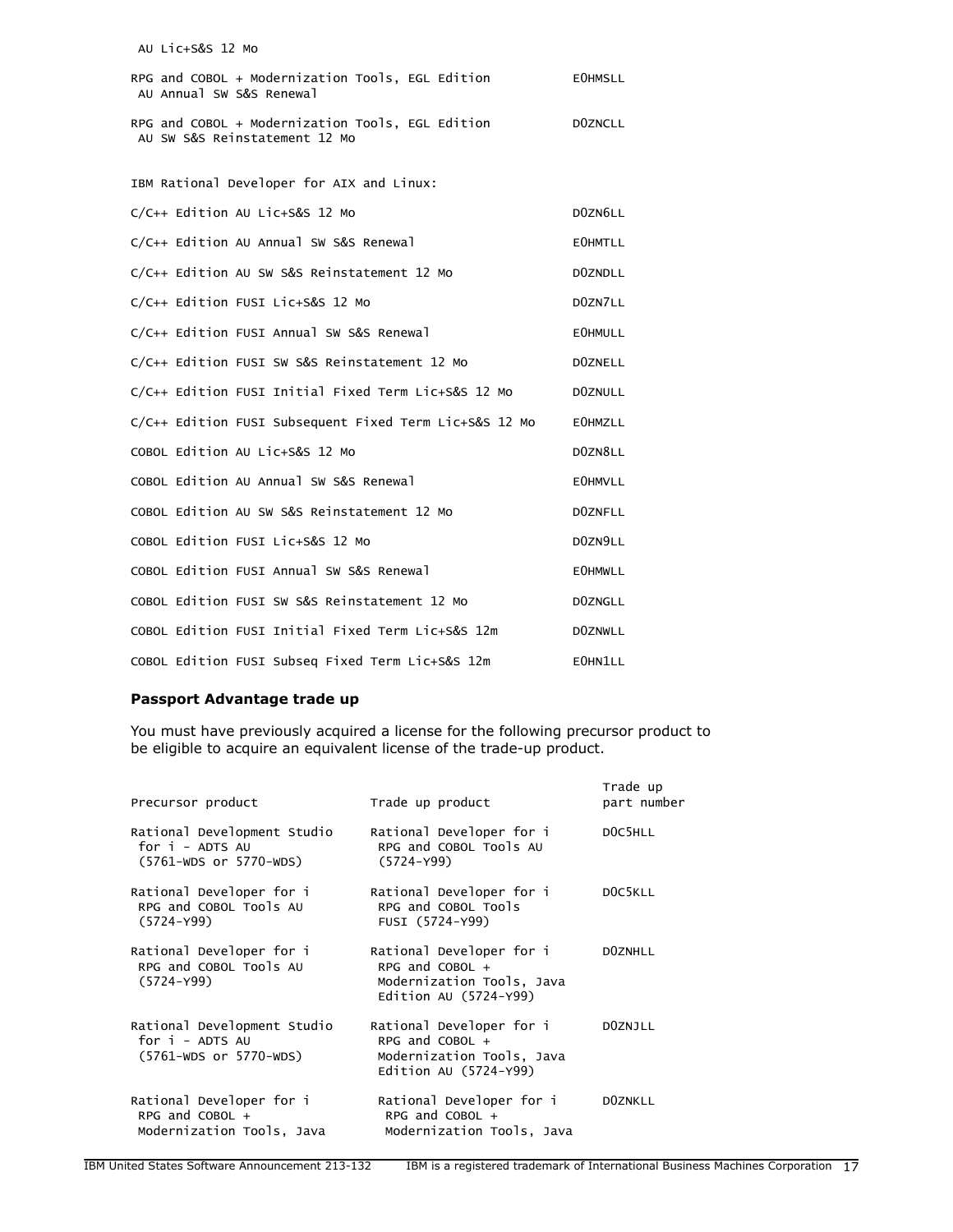AU Lic+S&S 12 Mo

| | |
|---|---|
| RPG and COBOL + Modernization Tools, EGL Edition AU Annual SW S&S Renewal | E0HMSLL |
| RPG and COBOL + Modernization Tools, EGL Edition AU SW S&S Reinstatement 12 Mo | D0ZNCLL |

IBM Rational Developer for AIX and Linux:

| | |
|---|---|
| C/C++ Edition AU Lic+S&S 12 Mo | D0ZN6LL |
| C/C++ Edition AU Annual SW S&S Renewal | E0HMTLL |
| C/C++ Edition AU SW S&S Reinstatement 12 Mo | D0ZNDLL |
| C/C++ Edition FUSI Lic+S&S 12 Mo | D0ZN7LL |
| C/C++ Edition FUSI Annual SW S&S Renewal | E0HMULL |
| C/C++ Edition FUSI SW S&S Reinstatement 12 Mo | D0ZNELL |
| C/C++ Edition FUSI Initial Fixed Term Lic+S&S 12 Mo | D0ZNULL |
| C/C++ Edition FUSI Subsequent Fixed Term Lic+S&S 12 Mo | E0HMZLL |
| COBOL Edition AU Lic+S&S 12 Mo | D0ZN8LL |
| COBOL Edition AU Annual SW S&S Renewal | E0HMVLL |
| COBOL Edition AU SW S&S Reinstatement 12 Mo | D0ZNFLL |
| COBOL Edition FUSI Lic+S&S 12 Mo | D0ZN9LL |
| COBOL Edition FUSI Annual SW S&S Renewal | E0HMWLL |
| COBOL Edition FUSI SW S&S Reinstatement 12 Mo | D0ZNGLL |
| COBOL Edition FUSI Initial Fixed Term Lic+S&S 12m | D0ZNWLL |
| COBOL Edition FUSI Subseq Fixed Term Lic+S&S 12m | E0HN1LL |

**Passport Advantage trade up**

You must have previously acquired a license for the following precursor product to be eligible to acquire an equivalent license of the trade-up product.

| Precursor product | Trade up product | Trade up part number |
|---|---|---|
| Rational Development Studio for i - ADTS AU (5761-WDS or 5770-WDS) | Rational Developer for i RPG and COBOL Tools AU (5724-Y99) | D0C5HLL |
| Rational Developer for i RPG and COBOL Tools AU (5724-Y99) | Rational Developer for i RPG and COBOL Tools FUSI (5724-Y99) | D0C5KLL |
| Rational Developer for i RPG and COBOL Tools AU (5724-Y99) | Rational Developer for i RPG and COBOL + Modernization Tools, Java Edition AU (5724-Y99) | D0ZNHLL |
| Rational Development Studio for i - ADTS AU (5761-WDS or 5770-WDS) | Rational Developer for i RPG and COBOL + Modernization Tools, Java Edition AU (5724-Y99) | D0ZNJLL |
| Rational Developer for i RPG and COBOL + Modernization Tools, Java | Rational Developer for i RPG and COBOL + Modernization Tools, Java | D0ZNKLL |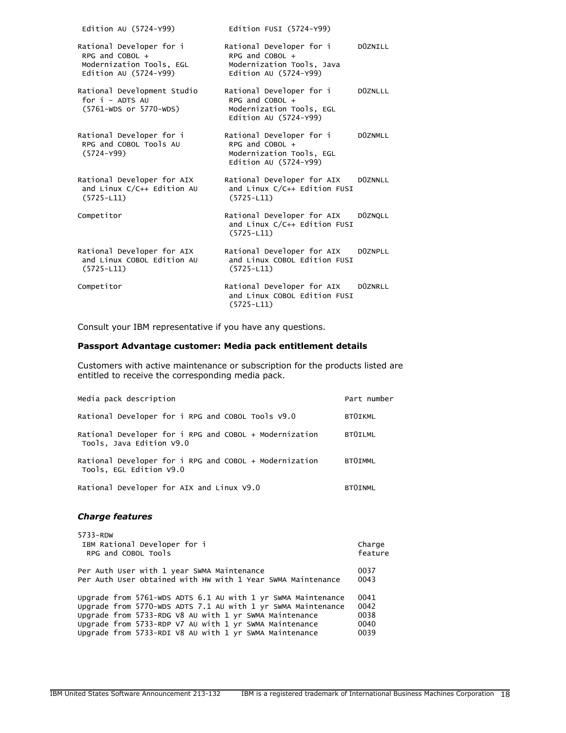| | | |
|---|---|---|
| Edition AU (5724-Y99) | Edition FUSI (5724-Y99) | |
| Rational Developer for i RPG and COBOL + Modernization Tools, EGL Edition AU (5724-Y99) | Rational Developer for i RPG and COBOL + Modernization Tools, Java Edition AU (5724-Y99) | D0ZNILL |
| Rational Development Studio for i - ADTS AU (5761-WDS or 5770-WDS) | Rational Developer for i RPG and COBOL + Modernization Tools, EGL Edition AU (5724-Y99) | D0ZNLLL |
| Rational Developer for i RPG and COBOL Tools AU (5724-Y99) | Rational Developer for i RPG and COBOL + Modernization Tools, EGL Edition AU (5724-Y99) | D0ZNMLL |
| Rational Developer for AIX and Linux C/C++ Edition AU (5725-L11) | Rational Developer for AIX and Linux C/C++ Edition FUSI (5725-L11) | D0ZNNLL |
| Competitor | Rational Developer for AIX and Linux C/C++ Edition FUSI (5725-L11) | D0ZNQLL |
| Rational Developer for AIX and Linux COBOL Edition AU (5725-L11) | Rational Developer for AIX and Linux COBOL Edition FUSI (5725-L11) | D0ZNPLL |
| Competitor | Rational Developer for AIX and Linux COBOL Edition FUSI (5725-L11) | D0ZNRLL |

Consult your IBM representative if you have any questions.

**Passport Advantage customer: Media pack entitlement details**

Customers with active maintenance or subscription for the products listed are entitled to receive the corresponding media pack.

| Media pack description | Part number |
|---|---|
| Rational Developer for i RPG and COBOL Tools V9.0 | BT0IKML |
| Rational Developer for i RPG and COBOL + Modernization Tools, Java Edition V9.0 | BT0ILML |
| Rational Developer for i RPG and COBOL + Modernization Tools, EGL Edition V9.0 | BT0IMML |
| Rational Developer for AIX and Linux V9.0 | BT0INML |

### *Charge features*

| 5733-RDW IBM Rational Developer for i RPG and COBOL Tools | Charge feature |
|---|---|
| Per Auth User with 1 year SWMA Maintenance | 0037 |
| Per Auth User obtained with HW with 1 Year SWMA Maintenance | 0043 |
| Upgrade from 5761-WDS ADTS 6.1 AU with 1 yr SWMA Maintenance | 0041 |
| Upgrade from 5770-WDS ADTS 7.1 AU with 1 yr SWMA Maintenance | 0042 |
| Upgrade from 5733-RDG V8 AU with 1 yr SWMA Maintenance | 0038 |
| Upgrade from 5733-RDP V7 AU with 1 yr SWMA Maintenance | 0040 |
| Upgrade from 5733-RDI V8 AU with 1 yr SWMA Maintenance | 0039 |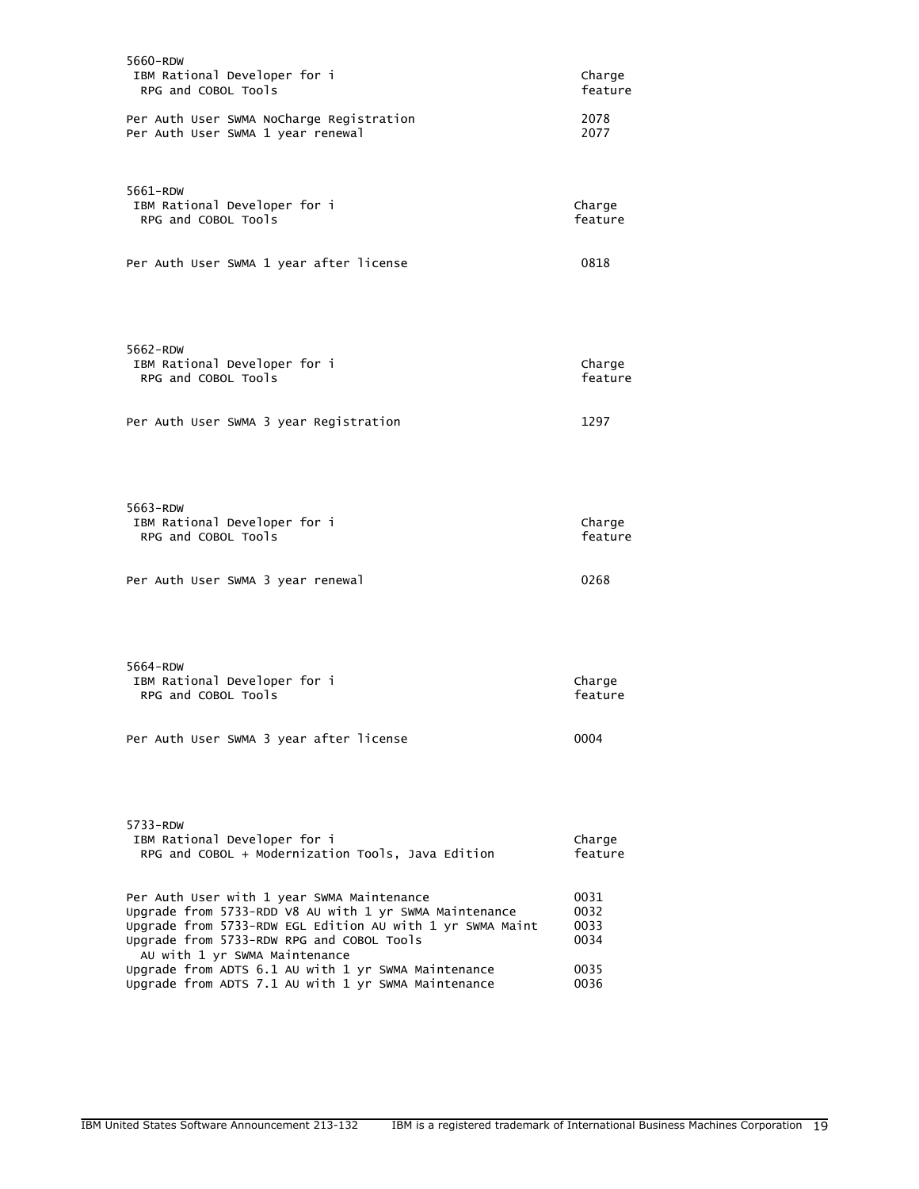| 5660-RDW IBM Rational Developer for i RPG and COBOL Tools | Charge feature |
| --- | --- |
| Per Auth User SWMA NoCharge Registration | 2078 |
| Per Auth User SWMA 1 year renewal | 2077 |

| 5661-RDW IBM Rational Developer for i RPG and COBOL Tools | Charge feature |
| --- | --- |
| Per Auth User SWMA 1 year after license | 0818 |

| 5662-RDW IBM Rational Developer for i RPG and COBOL Tools | Charge feature |
| --- | --- |
| Per Auth User SWMA 3 year Registration | 1297 |

| 5663-RDW IBM Rational Developer for i RPG and COBOL Tools | Charge feature |
| --- | --- |
| Per Auth User SWMA 3 year renewal | 0268 |

| 5664-RDW IBM Rational Developer for i RPG and COBOL Tools | Charge feature |
| --- | --- |
| Per Auth User SWMA 3 year after license | 0004 |

| 5733-RDW IBM Rational Developer for i RPG and COBOL + Modernization Tools, Java Edition | Charge feature |
| --- | --- |
| Per Auth User with 1 year SWMA Maintenance | 0031 |
| Upgrade from 5733-RDD V8 AU with 1 yr SWMA Maintenance | 0032 |
| Upgrade from 5733-RDW EGL Edition AU with 1 yr SWMA Maint | 0033 |
| Upgrade from 5733-RDW RPG and COBOL Tools AU with 1 yr SWMA Maintenance | 0034 |
| Upgrade from ADTS 6.1 AU with 1 yr SWMA Maintenance | 0035 |
| Upgrade from ADTS 7.1 AU with 1 yr SWMA Maintenance | 0036 |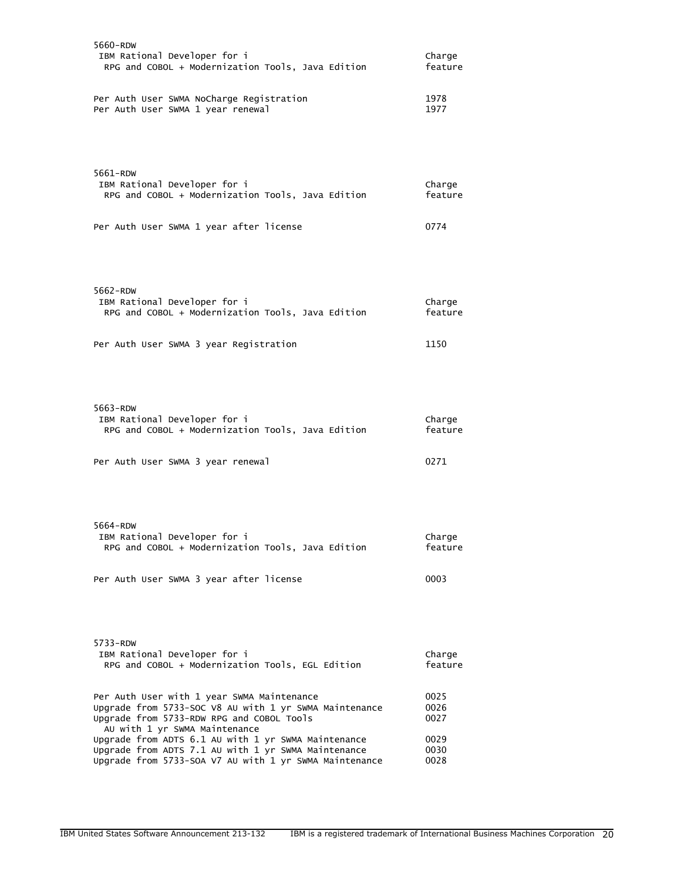| 5660-RDW IBM Rational Developer for i RPG and COBOL + Modernization Tools, Java Edition | Charge feature |
| --- | --- |
| Per Auth User SWMA NoCharge Registration | 1978 |
| Per Auth User SWMA 1 year renewal | 1977 |

| 5661-RDW IBM Rational Developer for i RPG and COBOL + Modernization Tools, Java Edition | Charge feature |
| --- | --- |
| Per Auth User SWMA 1 year after license | 0774 |

| 5662-RDW IBM Rational Developer for i RPG and COBOL + Modernization Tools, Java Edition | Charge feature |
| --- | --- |
| Per Auth User SWMA 3 year Registration | 1150 |

| 5663-RDW IBM Rational Developer for i RPG and COBOL + Modernization Tools, Java Edition | Charge feature |
| --- | --- |
| Per Auth User SWMA 3 year renewal | 0271 |

| 5664-RDW IBM Rational Developer for i RPG and COBOL + Modernization Tools, Java Edition | Charge feature |
| --- | --- |
| Per Auth User SWMA 3 year after license | 0003 |

| 5733-RDW IBM Rational Developer for i RPG and COBOL + Modernization Tools, EGL Edition | Charge feature |
| --- | --- |
| Per Auth User with 1 year SWMA Maintenance | 0025 |
| Upgrade from 5733-SOC V8 AU with 1 yr SWMA Maintenance | 0026 |
| Upgrade from 5733-RDW RPG and COBOL Tools AU with 1 yr SWMA Maintenance | 0027 |
| Upgrade from ADTS 6.1 AU with 1 yr SWMA Maintenance | 0029 |
| Upgrade from ADTS 7.1 AU with 1 yr SWMA Maintenance | 0030 |
| Upgrade from 5733-SOA V7 AU with 1 yr SWMA Maintenance | 0028 |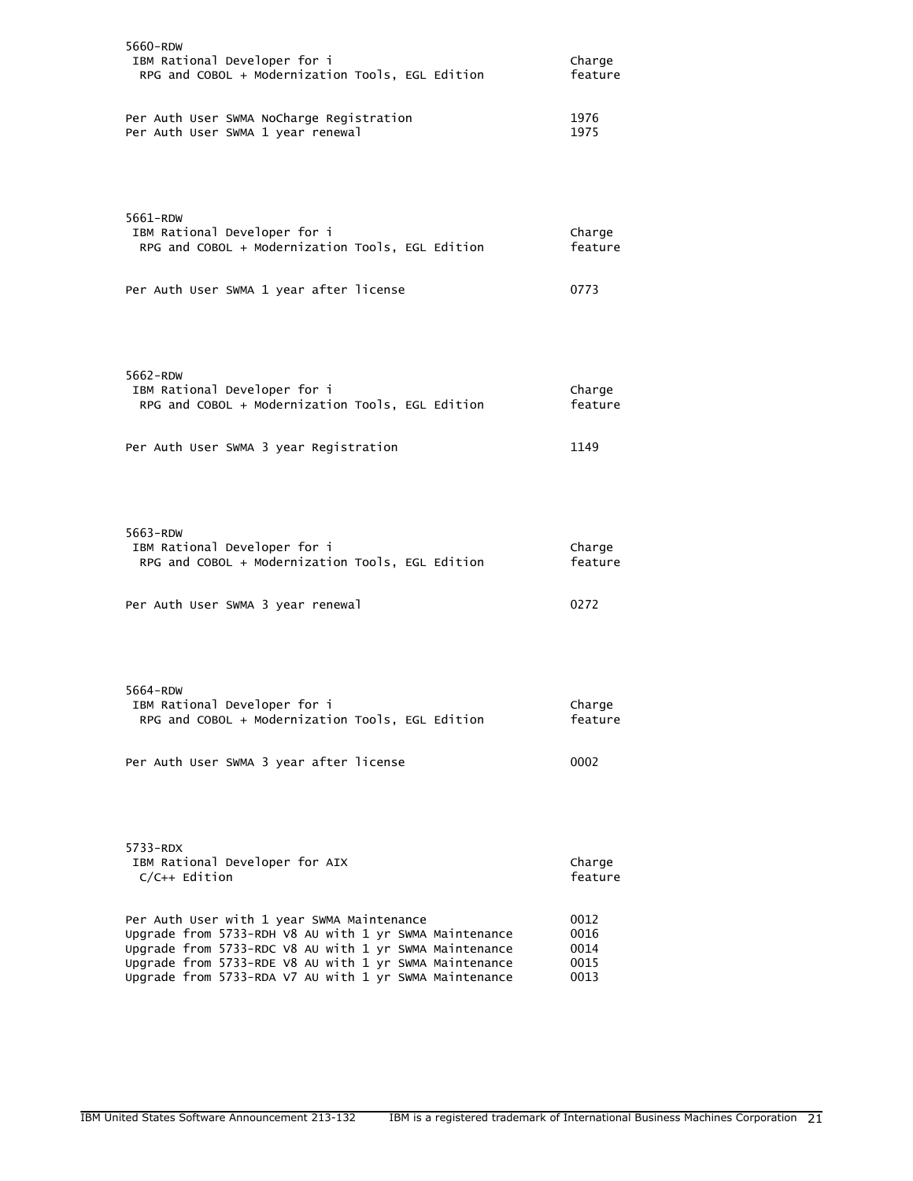| 5660-RDW IBM Rational Developer for i RPG and COBOL + Modernization Tools, EGL Edition | Charge feature |
| --- | --- |
| Per Auth User SWMA NoCharge Registration | 1976 |
| Per Auth User SWMA 1 year renewal | 1975 |

| 5661-RDW IBM Rational Developer for i RPG and COBOL + Modernization Tools, EGL Edition | Charge feature |
| --- | --- |
| Per Auth User SWMA 1 year after license | 0773 |

| 5662-RDW IBM Rational Developer for i RPG and COBOL + Modernization Tools, EGL Edition | Charge feature |
| --- | --- |
| Per Auth User SWMA 3 year Registration | 1149 |

| 5663-RDW IBM Rational Developer for i RPG and COBOL + Modernization Tools, EGL Edition | Charge feature |
| --- | --- |
| Per Auth User SWMA 3 year renewal | 0272 |

| 5664-RDW IBM Rational Developer for i RPG and COBOL + Modernization Tools, EGL Edition | Charge feature |
| --- | --- |
| Per Auth User SWMA 3 year after license | 0002 |

| 5733-RDX IBM Rational Developer for AIX C/C++ Edition | Charge feature |
| --- | --- |
| Per Auth User with 1 year SWMA Maintenance | 0012 |
| Upgrade from 5733-RDH V8 AU with 1 yr SWMA Maintenance | 0016 |
| Upgrade from 5733-RDC V8 AU with 1 yr SWMA Maintenance | 0014 |
| Upgrade from 5733-RDE V8 AU with 1 yr SWMA Maintenance | 0015 |
| Upgrade from 5733-RDA V7 AU with 1 yr SWMA Maintenance | 0013 |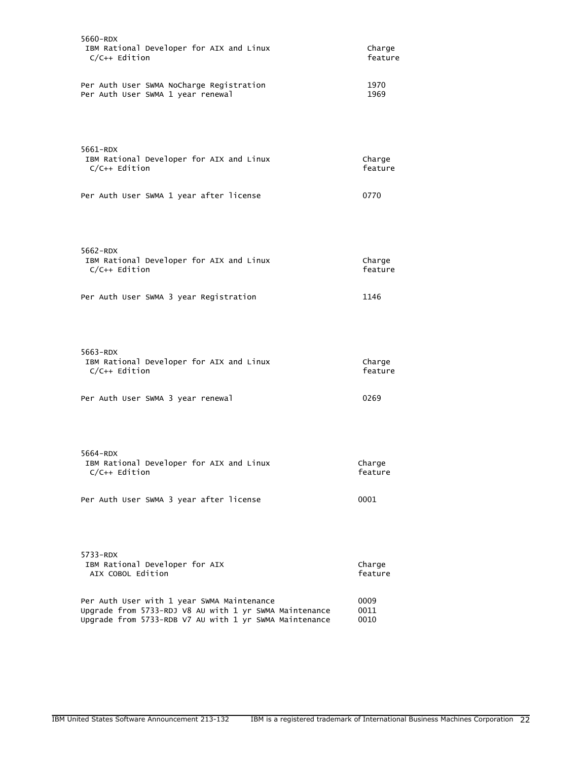5660-RDX

| IBM Rational Developer for AIX and Linux C/C++ Edition | Charge feature |
| --- | --- |
| Per Auth User SWMA NoCharge Registration | 1970 |
| Per Auth User SWMA 1 year renewal | 1969 |

5661-RDX

| IBM Rational Developer for AIX and Linux C/C++ Edition | Charge feature |
| --- | --- |
| Per Auth User SWMA 1 year after license | 0770 |

5662-RDX

| IBM Rational Developer for AIX and Linux C/C++ Edition | Charge feature |
| --- | --- |
| Per Auth User SWMA 3 year Registration | 1146 |

5663-RDX

| IBM Rational Developer for AIX and Linux C/C++ Edition | Charge feature |
| --- | --- |
| Per Auth User SWMA 3 year renewal | 0269 |

5664-RDX

| IBM Rational Developer for AIX and Linux C/C++ Edition | Charge feature |
| --- | --- |
| Per Auth User SWMA 3 year after license | 0001 |

5733-RDX

| IBM Rational Developer for AIX AIX COBOL Edition | Charge feature |
| --- | --- |
| Per Auth User with 1 year SWMA Maintenance | 0009 |
| Upgrade from 5733-RDJ V8 AU with 1 yr SWMA Maintenance | 0011 |
| Upgrade from 5733-RDB V7 AU with 1 yr SWMA Maintenance | 0010 |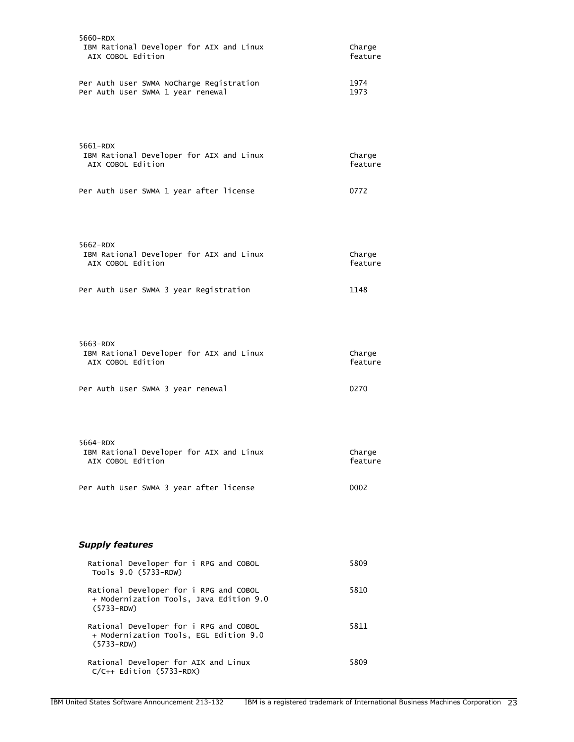| 5660-RDX IBM Rational Developer for AIX and Linux AIX COBOL Edition | Charge feature |
|---|---|
| Per Auth User SWMA NoCharge Registration | 1974 |
| Per Auth User SWMA 1 year renewal | 1973 |

| 5661-RDX IBM Rational Developer for AIX and Linux AIX COBOL Edition | Charge feature |
|---|---|
| Per Auth User SWMA 1 year after license | 0772 |

| 5662-RDX IBM Rational Developer for AIX and Linux AIX COBOL Edition | Charge feature |
|---|---|
| Per Auth User SWMA 3 year Registration | 1148 |

| 5663-RDX IBM Rational Developer for AIX and Linux AIX COBOL Edition | Charge feature |
|---|---|
| Per Auth User SWMA 3 year renewal | 0270 |

| 5664-RDX IBM Rational Developer for AIX and Linux AIX COBOL Edition | Charge feature |
|---|---|
| Per Auth User SWMA 3 year after license | 0002 |

### *Supply features*

| | |
|---|---|
| Rational Developer for i RPG and COBOL Tools 9.0 (5733-RDW) | 5809 |
| Rational Developer for i RPG and COBOL + Modernization Tools, Java Edition 9.0 (5733-RDW) | 5810 |
| Rational Developer for i RPG and COBOL + Modernization Tools, EGL Edition 9.0 (5733-RDW) | 5811 |
| Rational Developer for AIX and Linux C/C++ Edition (5733-RDX) | 5809 |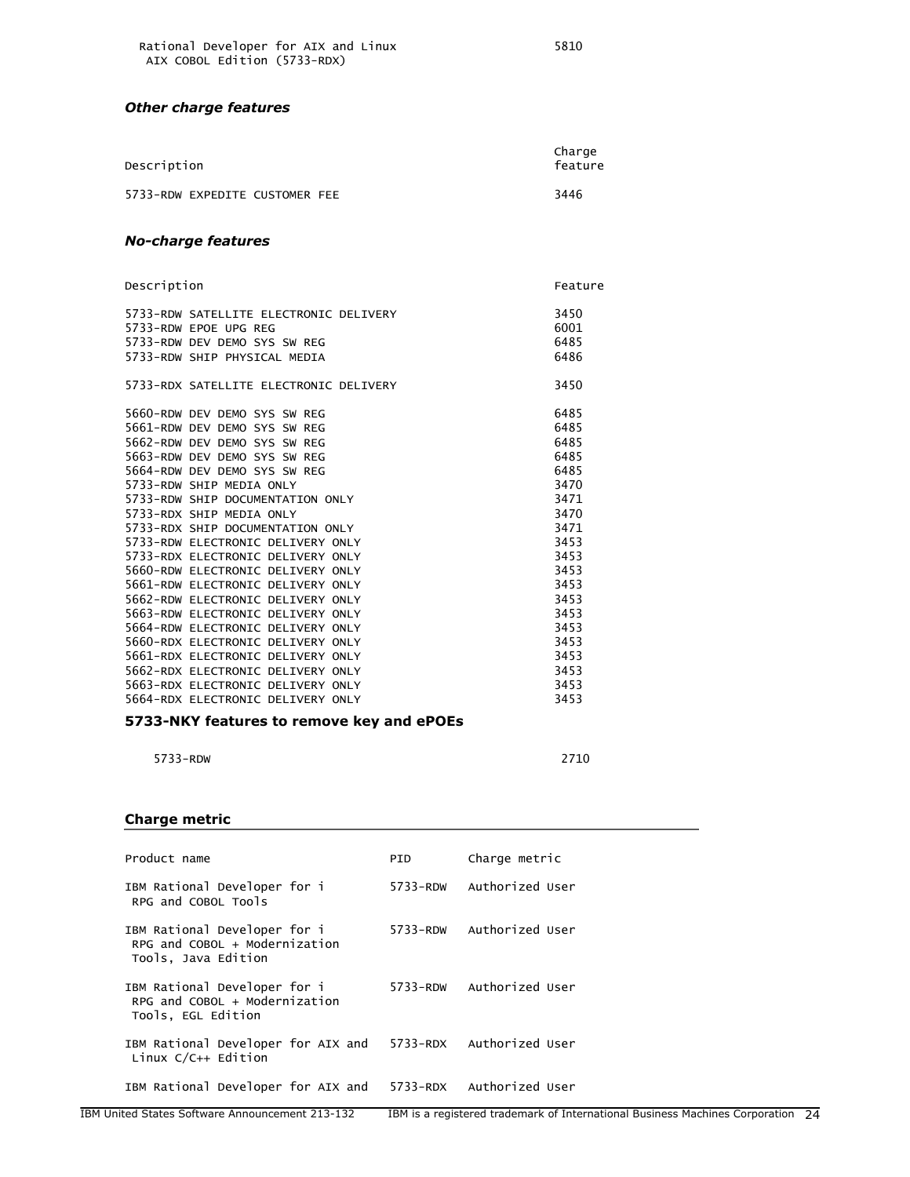| | |
|---|---|
| Rational Developer for AIX and Linux AIX COBOL Edition (5733-RDX) | 5810 |

### *Other charge features*

| Description | Charge feature |
|---|---|
| 5733-RDW EXPEDITE CUSTOMER FEE | 3446 |

### *No-charge features*

| Description | Feature |
|---|---|
| 5733-RDW SATELLITE ELECTRONIC DELIVERY | 3450 |
| 5733-RDW EPOE UPG REG | 6001 |
| 5733-RDW DEV DEMO SYS SW REG | 6485 |
| 5733-RDW SHIP PHYSICAL MEDIA | 6486 |
| 5733-RDX SATELLITE ELECTRONIC DELIVERY | 3450 |
| 5660-RDW DEV DEMO SYS SW REG | 6485 |
| 5661-RDW DEV DEMO SYS SW REG | 6485 |
| 5662-RDW DEV DEMO SYS SW REG | 6485 |
| 5663-RDW DEV DEMO SYS SW REG | 6485 |
| 5664-RDW DEV DEMO SYS SW REG | 6485 |
| 5733-RDW SHIP MEDIA ONLY | 3470 |
| 5733-RDW SHIP DOCUMENTATION ONLY | 3471 |
| 5733-RDX SHIP MEDIA ONLY | 3470 |
| 5733-RDX SHIP DOCUMENTATION ONLY | 3471 |
| 5733-RDW ELECTRONIC DELIVERY ONLY | 3453 |
| 5733-RDX ELECTRONIC DELIVERY ONLY | 3453 |
| 5660-RDW ELECTRONIC DELIVERY ONLY | 3453 |
| 5661-RDW ELECTRONIC DELIVERY ONLY | 3453 |
| 5662-RDW ELECTRONIC DELIVERY ONLY | 3453 |
| 5663-RDW ELECTRONIC DELIVERY ONLY | 3453 |
| 5664-RDW ELECTRONIC DELIVERY ONLY | 3453 |
| 5660-RDX ELECTRONIC DELIVERY ONLY | 3453 |
| 5661-RDX ELECTRONIC DELIVERY ONLY | 3453 |
| 5662-RDX ELECTRONIC DELIVERY ONLY | 3453 |
| 5663-RDX ELECTRONIC DELIVERY ONLY | 3453 |
| 5664-RDX ELECTRONIC DELIVERY ONLY | 3453 |

### 5733-NKY features to remove key and ePOEs

| | |
|---|---|
| 5733-RDW | 2710 |

## Charge metric

| Product name | PID | Charge metric |
|---|---|---|
| IBM Rational Developer for i RPG and COBOL Tools | 5733-RDW | Authorized User |
| IBM Rational Developer for i RPG and COBOL + Modernization Tools, Java Edition | 5733-RDW | Authorized User |
| IBM Rational Developer for i RPG and COBOL + Modernization Tools, EGL Edition | 5733-RDW | Authorized User |
| IBM Rational Developer for AIX and Linux C/C++ Edition | 5733-RDX | Authorized User |
| IBM Rational Developer for AIX and | 5733-RDX | Authorized User |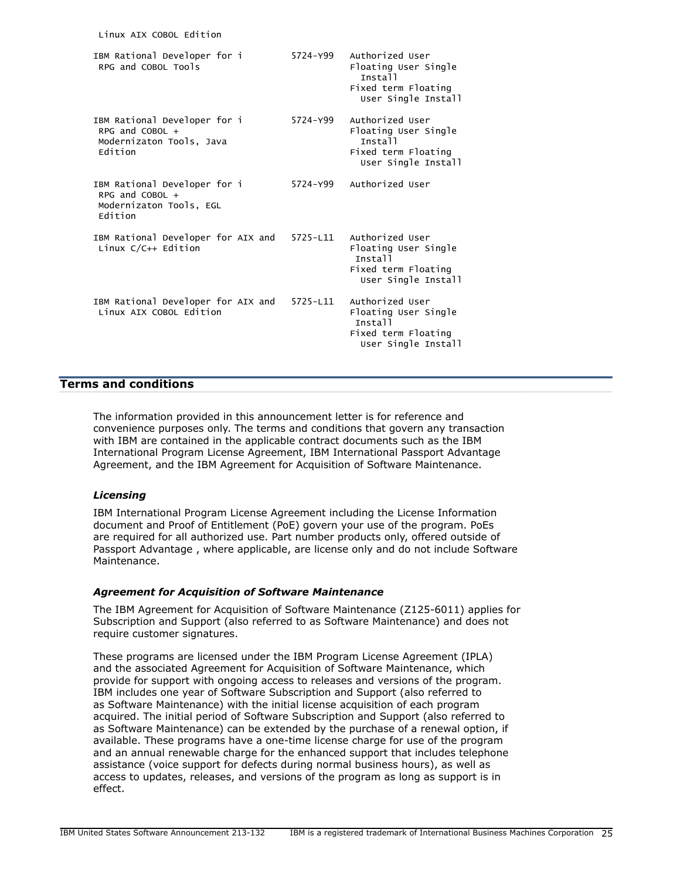| | | |
|---|---|---|
| Linux AIX COBOL Edition | | |
| IBM Rational Developer for i RPG and COBOL Tools | 5724-Y99 | Authorized User<br>Floating User Single Install<br>Fixed term Floating User Single Install |
| IBM Rational Developer for i RPG and COBOL + Modernizaton Tools, Java Edition | 5724-Y99 | Authorized User<br>Floating User Single Install<br>Fixed term Floating User Single Install |
| IBM Rational Developer for i RPG and COBOL + Modernizaton Tools, EGL Edition | 5724-Y99 | Authorized User |
| IBM Rational Developer for AIX and Linux C/C++ Edition | 5725-L11 | Authorized User<br>Floating User Single Install<br>Fixed term Floating User Single Install |
| IBM Rational Developer for AIX and Linux AIX COBOL Edition | 5725-L11 | Authorized User<br>Floating User Single Install<br>Fixed term Floating User Single Install |

## Terms and conditions

The information provided in this announcement letter is for reference and convenience purposes only. The terms and conditions that govern any transaction with IBM are contained in the applicable contract documents such as the IBM International Program License Agreement, IBM International Passport Advantage Agreement, and the IBM Agreement for Acquisition of Software Maintenance.

### *Licensing*

IBM International Program License Agreement including the License Information document and Proof of Entitlement (PoE) govern your use of the program. PoEs are required for all authorized use. Part number products only, offered outside of Passport Advantage , where applicable, are license only and do not include Software Maintenance.

### *Agreement for Acquisition of Software Maintenance*

The IBM Agreement for Acquisition of Software Maintenance (Z125-6011) applies for Subscription and Support (also referred to as Software Maintenance) and does not require customer signatures.

These programs are licensed under the IBM Program License Agreement (IPLA) and the associated Agreement for Acquisition of Software Maintenance, which provide for support with ongoing access to releases and versions of the program. IBM includes one year of Software Subscription and Support (also referred to as Software Maintenance) with the initial license acquisition of each program acquired. The initial period of Software Subscription and Support (also referred to as Software Maintenance) can be extended by the purchase of a renewal option, if available. These programs have a one-time license charge for use of the program and an annual renewable charge for the enhanced support that includes telephone assistance (voice support for defects during normal business hours), as well as access to updates, releases, and versions of the program as long as support is in effect.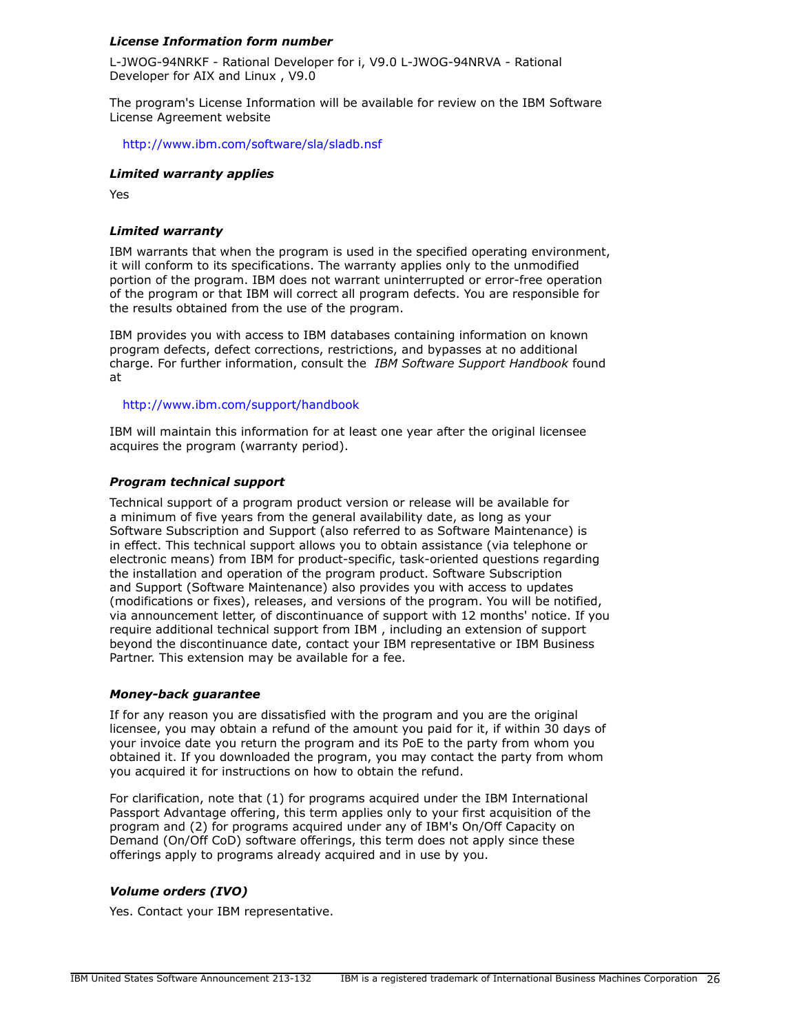### *License Information form number*

L-JWOG-94NRKF - Rational Developer for i, V9.0 L-JWOG-94NRVA - Rational Developer for AIX and Linux , V9.0

The program's License Information will be available for review on the IBM Software License Agreement website

http://www.ibm.com/software/sla/sladb.nsf

### *Limited warranty applies*

Yes

### *Limited warranty*

IBM warrants that when the program is used in the specified operating environment, it will conform to its specifications. The warranty applies only to the unmodified portion of the program. IBM does not warrant uninterrupted or error-free operation of the program or that IBM will correct all program defects. You are responsible for the results obtained from the use of the program.

IBM provides you with access to IBM databases containing information on known program defects, defect corrections, restrictions, and bypasses at no additional charge. For further information, consult the *IBM Software Support Handbook* found at

http://www.ibm.com/support/handbook

IBM will maintain this information for at least one year after the original licensee acquires the program (warranty period).

### *Program technical support*

Technical support of a program product version or release will be available for a minimum of five years from the general availability date, as long as your Software Subscription and Support (also referred to as Software Maintenance) is in effect. This technical support allows you to obtain assistance (via telephone or electronic means) from IBM for product-specific, task-oriented questions regarding the installation and operation of the program product. Software Subscription and Support (Software Maintenance) also provides you with access to updates (modifications or fixes), releases, and versions of the program. You will be notified, via announcement letter, of discontinuance of support with 12 months' notice. If you require additional technical support from IBM , including an extension of support beyond the discontinuance date, contact your IBM representative or IBM Business Partner. This extension may be available for a fee.

### *Money-back guarantee*

If for any reason you are dissatisfied with the program and you are the original licensee, you may obtain a refund of the amount you paid for it, if within 30 days of your invoice date you return the program and its PoE to the party from whom you obtained it. If you downloaded the program, you may contact the party from whom you acquired it for instructions on how to obtain the refund.

For clarification, note that (1) for programs acquired under the IBM International Passport Advantage offering, this term applies only to your first acquisition of the program and (2) for programs acquired under any of IBM's On/Off Capacity on Demand (On/Off CoD) software offerings, this term does not apply since these offerings apply to programs already acquired and in use by you.

### *Volume orders (IVO)*

Yes. Contact your IBM representative.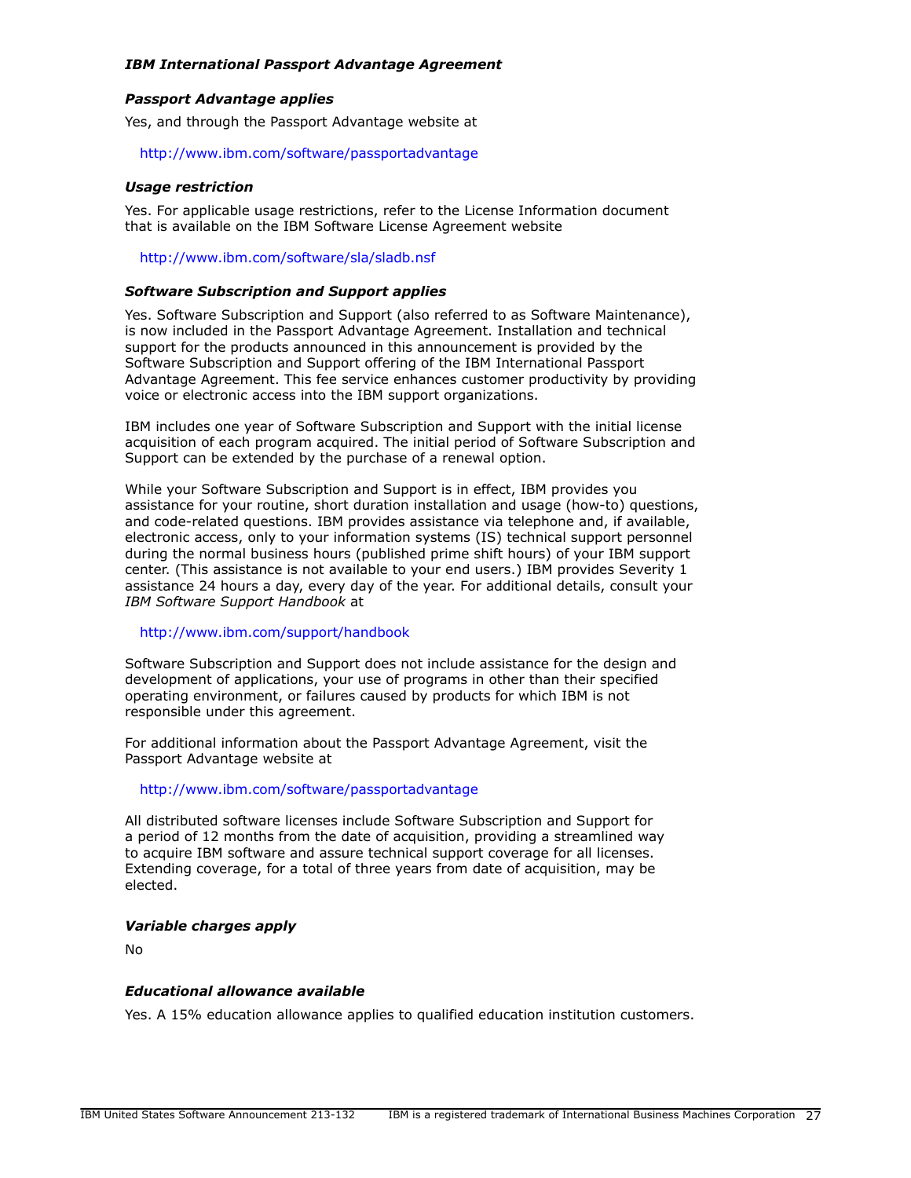*IBM International Passport Advantage Agreement*

### *Passport Advantage applies*

Yes, and through the Passport Advantage website at

http://www.ibm.com/software/passportadvantage

### *Usage restriction*

Yes. For applicable usage restrictions, refer to the License Information document that is available on the IBM Software License Agreement website

http://www.ibm.com/software/sla/sladb.nsf

### *Software Subscription and Support applies*

Yes. Software Subscription and Support (also referred to as Software Maintenance), is now included in the Passport Advantage Agreement. Installation and technical support for the products announced in this announcement is provided by the Software Subscription and Support offering of the IBM International Passport Advantage Agreement. This fee service enhances customer productivity by providing voice or electronic access into the IBM support organizations.

IBM includes one year of Software Subscription and Support with the initial license acquisition of each program acquired. The initial period of Software Subscription and Support can be extended by the purchase of a renewal option.

While your Software Subscription and Support is in effect, IBM provides you assistance for your routine, short duration installation and usage (how-to) questions, and code-related questions. IBM provides assistance via telephone and, if available, electronic access, only to your information systems (IS) technical support personnel during the normal business hours (published prime shift hours) of your IBM support center. (This assistance is not available to your end users.) IBM provides Severity 1 assistance 24 hours a day, every day of the year. For additional details, consult your *IBM Software Support Handbook* at

http://www.ibm.com/support/handbook

Software Subscription and Support does not include assistance for the design and development of applications, your use of programs in other than their specified operating environment, or failures caused by products for which IBM is not responsible under this agreement.

For additional information about the Passport Advantage Agreement, visit the Passport Advantage website at

http://www.ibm.com/software/passportadvantage

All distributed software licenses include Software Subscription and Support for a period of 12 months from the date of acquisition, providing a streamlined way to acquire IBM software and assure technical support coverage for all licenses. Extending coverage, for a total of three years from date of acquisition, may be elected.

### *Variable charges apply*

No

### *Educational allowance available*

Yes. A 15% education allowance applies to qualified education institution customers.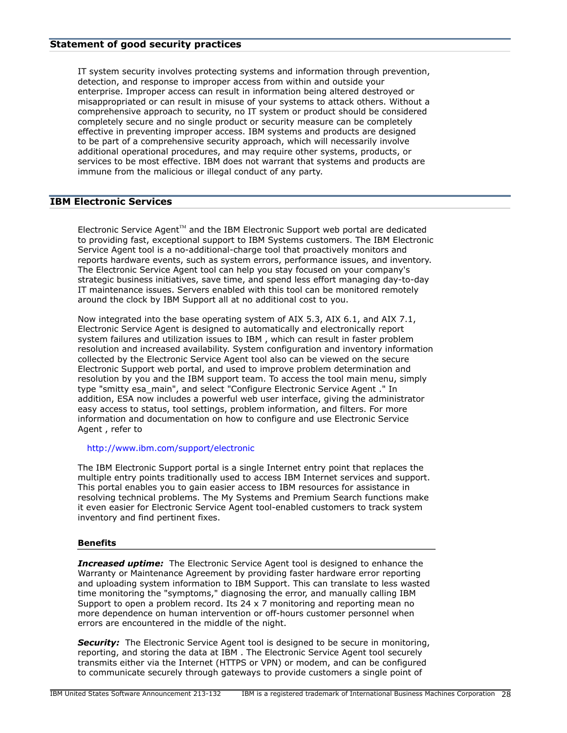## Statement of good security practices

IT system security involves protecting systems and information through prevention, detection, and response to improper access from within and outside your enterprise. Improper access can result in information being altered destroyed or misappropriated or can result in misuse of your systems to attack others. Without a comprehensive approach to security, no IT system or product should be considered completely secure and no single product or security measure can be completely effective in preventing improper access. IBM systems and products are designed to be part of a comprehensive security approach, which will necessarily involve additional operational procedures, and may require other systems, products, or services to be most effective. IBM does not warrant that systems and products are immune from the malicious or illegal conduct of any party.

## IBM Electronic Services

Electronic Service Agent™ and the IBM Electronic Support web portal are dedicated to providing fast, exceptional support to IBM Systems customers. The IBM Electronic Service Agent tool is a no-additional-charge tool that proactively monitors and reports hardware events, such as system errors, performance issues, and inventory. The Electronic Service Agent tool can help you stay focused on your company's strategic business initiatives, save time, and spend less effort managing day-to-day IT maintenance issues. Servers enabled with this tool can be monitored remotely around the clock by IBM Support all at no additional cost to you.

Now integrated into the base operating system of AIX 5.3, AIX 6.1, and AIX 7.1, Electronic Service Agent is designed to automatically and electronically report system failures and utilization issues to IBM , which can result in faster problem resolution and increased availability. System configuration and inventory information collected by the Electronic Service Agent tool also can be viewed on the secure Electronic Support web portal, and used to improve problem determination and resolution by you and the IBM support team. To access the tool main menu, simply type "smitty esa_main", and select "Configure Electronic Service Agent ." In addition, ESA now includes a powerful web user interface, giving the administrator easy access to status, tool settings, problem information, and filters. For more information and documentation on how to configure and use Electronic Service Agent , refer to

http://www.ibm.com/support/electronic

The IBM Electronic Support portal is a single Internet entry point that replaces the multiple entry points traditionally used to access IBM Internet services and support. This portal enables you to gain easier access to IBM resources for assistance in resolving technical problems. The My Systems and Premium Search functions make it even easier for Electronic Service Agent tool-enabled customers to track system inventory and find pertinent fixes.

### Benefits

***Increased uptime:*** The Electronic Service Agent tool is designed to enhance the Warranty or Maintenance Agreement by providing faster hardware error reporting and uploading system information to IBM Support. This can translate to less wasted time monitoring the "symptoms," diagnosing the error, and manually calling IBM Support to open a problem record. Its 24 x 7 monitoring and reporting mean no more dependence on human intervention or off-hours customer personnel when errors are encountered in the middle of the night.

***Security:*** The Electronic Service Agent tool is designed to be secure in monitoring, reporting, and storing the data at IBM . The Electronic Service Agent tool securely transmits either via the Internet (HTTPS or VPN) or modem, and can be configured to communicate securely through gateways to provide customers a single point of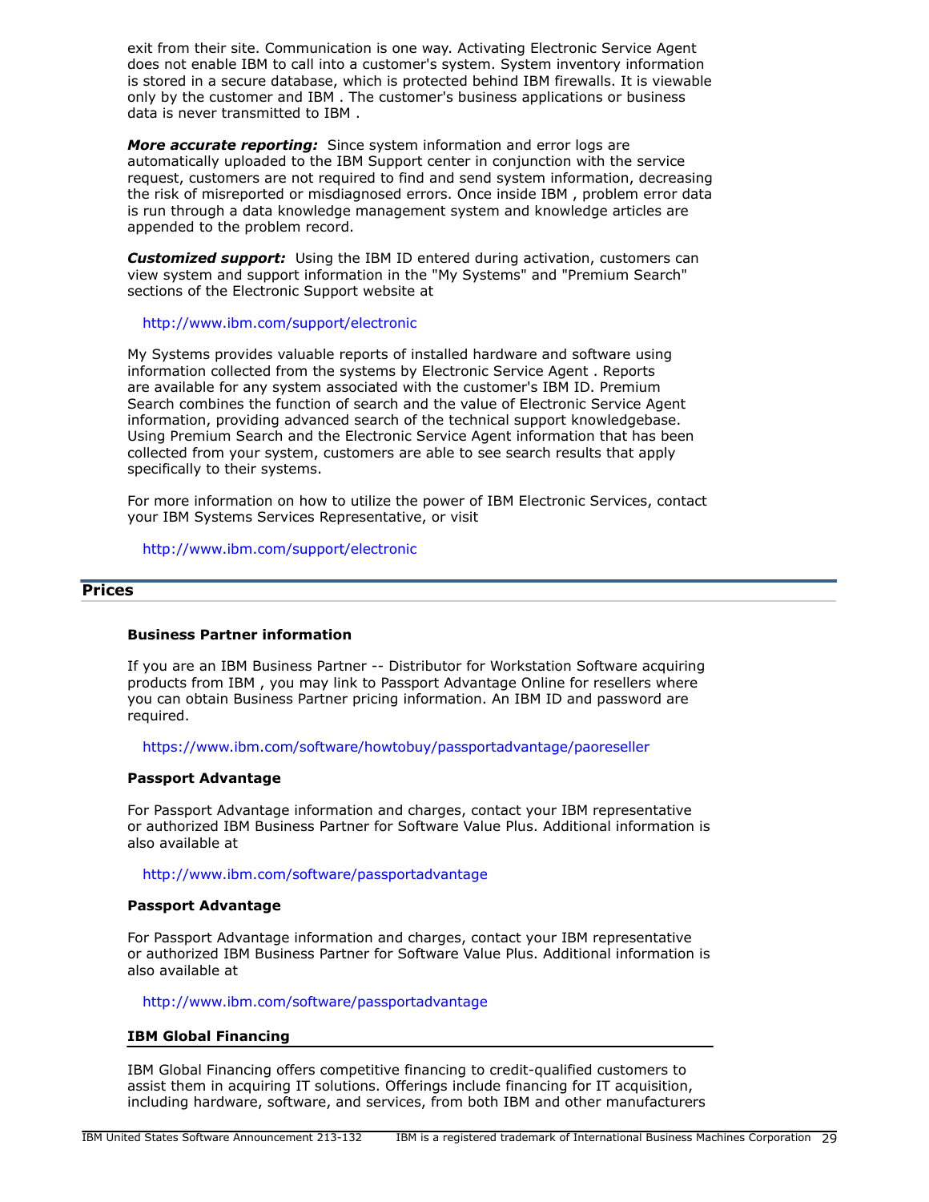exit from their site. Communication is one way. Activating Electronic Service Agent does not enable IBM to call into a customer's system. System inventory information is stored in a secure database, which is protected behind IBM firewalls. It is viewable only by the customer and IBM . The customer's business applications or business data is never transmitted to IBM .

***More accurate reporting:*** Since system information and error logs are automatically uploaded to the IBM Support center in conjunction with the service request, customers are not required to find and send system information, decreasing the risk of misreported or misdiagnosed errors. Once inside IBM , problem error data is run through a data knowledge management system and knowledge articles are appended to the problem record.

***Customized support:*** Using the IBM ID entered during activation, customers can view system and support information in the "My Systems" and "Premium Search" sections of the Electronic Support website at

http://www.ibm.com/support/electronic

My Systems provides valuable reports of installed hardware and software using information collected from the systems by Electronic Service Agent . Reports are available for any system associated with the customer's IBM ID. Premium Search combines the function of search and the value of Electronic Service Agent information, providing advanced search of the technical support knowledgebase. Using Premium Search and the Electronic Service Agent information that has been collected from your system, customers are able to see search results that apply specifically to their systems.

For more information on how to utilize the power of IBM Electronic Services, contact your IBM Systems Services Representative, or visit

http://www.ibm.com/support/electronic

## Prices

### Business Partner information

If you are an IBM Business Partner -- Distributor for Workstation Software acquiring products from IBM , you may link to Passport Advantage Online for resellers where you can obtain Business Partner pricing information. An IBM ID and password are required.

https://www.ibm.com/software/howtobuy/passportadvantage/paoreseller

### Passport Advantage

For Passport Advantage information and charges, contact your IBM representative or authorized IBM Business Partner for Software Value Plus. Additional information is also available at

http://www.ibm.com/software/passportadvantage

### Passport Advantage

For Passport Advantage information and charges, contact your IBM representative or authorized IBM Business Partner for Software Value Plus. Additional information is also available at

http://www.ibm.com/software/passportadvantage

### IBM Global Financing

IBM Global Financing offers competitive financing to credit-qualified customers to assist them in acquiring IT solutions. Offerings include financing for IT acquisition, including hardware, software, and services, from both IBM and other manufacturers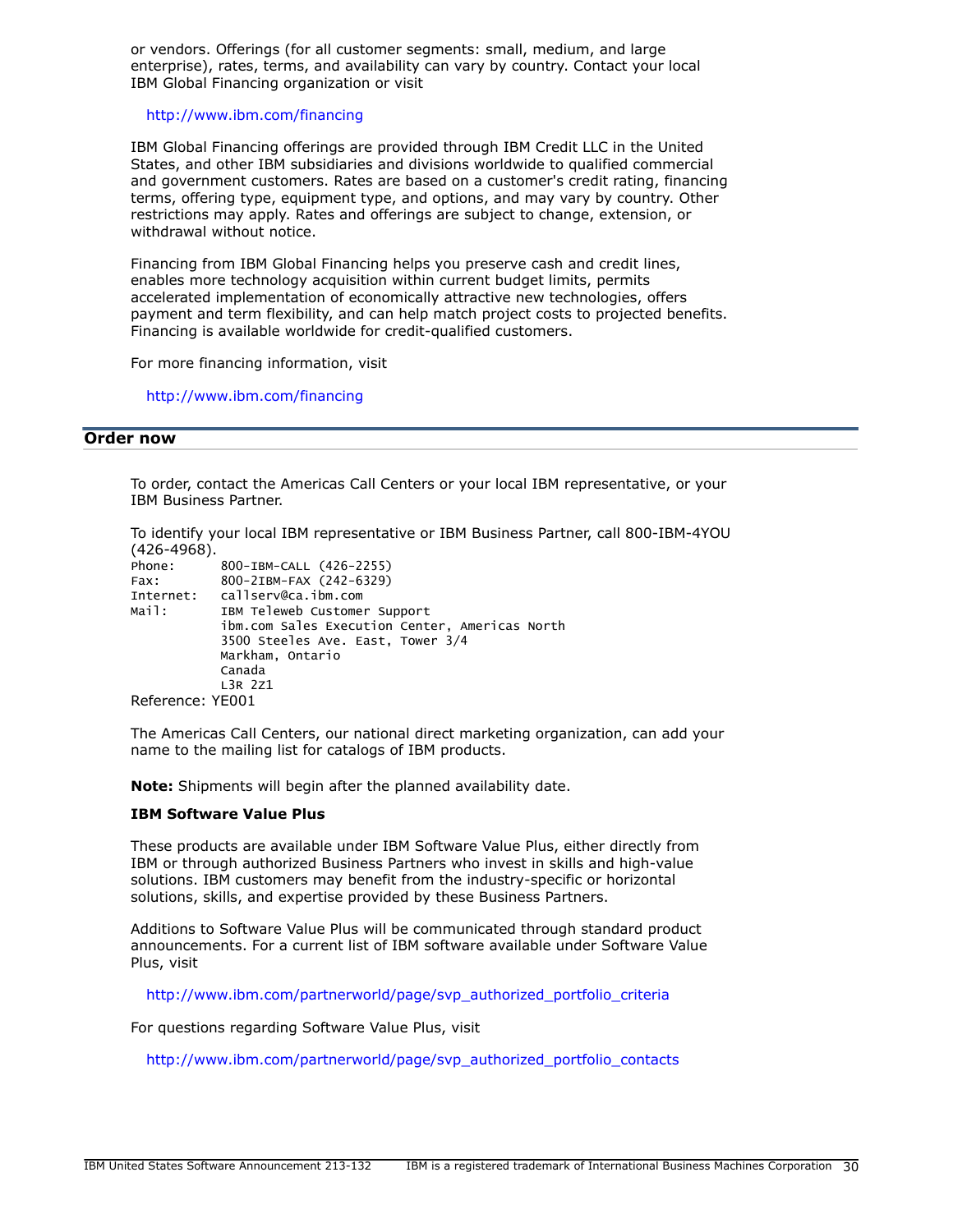or vendors. Offerings (for all customer segments: small, medium, and large enterprise), rates, terms, and availability can vary by country. Contact your local IBM Global Financing organization or visit

http://www.ibm.com/financing

IBM Global Financing offerings are provided through IBM Credit LLC in the United States, and other IBM subsidiaries and divisions worldwide to qualified commercial and government customers. Rates are based on a customer's credit rating, financing terms, offering type, equipment type, and options, and may vary by country. Other restrictions may apply. Rates and offerings are subject to change, extension, or withdrawal without notice.

Financing from IBM Global Financing helps you preserve cash and credit lines, enables more technology acquisition within current budget limits, permits accelerated implementation of economically attractive new technologies, offers payment and term flexibility, and can help match project costs to projected benefits. Financing is available worldwide for credit-qualified customers.

For more financing information, visit

http://www.ibm.com/financing

## Order now

To order, contact the Americas Call Centers or your local IBM representative, or your IBM Business Partner.

To identify your local IBM representative or IBM Business Partner, call 800-IBM-4YOU (426-4968).

```
Phone:      800-IBM-CALL (426-2255)
Fax:        800-2IBM-FAX (242-6329)
Internet:   callserv@ca.ibm.com
Mail:       IBM Teleweb Customer Support
            ibm.com Sales Execution Center, Americas North
            3500 Steeles Ave. East, Tower 3/4
            Markham, Ontario
            Canada
            L3R 2Z1
```

Reference: YE001

The Americas Call Centers, our national direct marketing organization, can add your name to the mailing list for catalogs of IBM products.

**Note:** Shipments will begin after the planned availability date.

**IBM Software Value Plus**

These products are available under IBM Software Value Plus, either directly from IBM or through authorized Business Partners who invest in skills and high-value solutions. IBM customers may benefit from the industry-specific or horizontal solutions, skills, and expertise provided by these Business Partners.

Additions to Software Value Plus will be communicated through standard product announcements. For a current list of IBM software available under Software Value Plus, visit

http://www.ibm.com/partnerworld/page/svp_authorized_portfolio_criteria

For questions regarding Software Value Plus, visit

http://www.ibm.com/partnerworld/page/svp_authorized_portfolio_contacts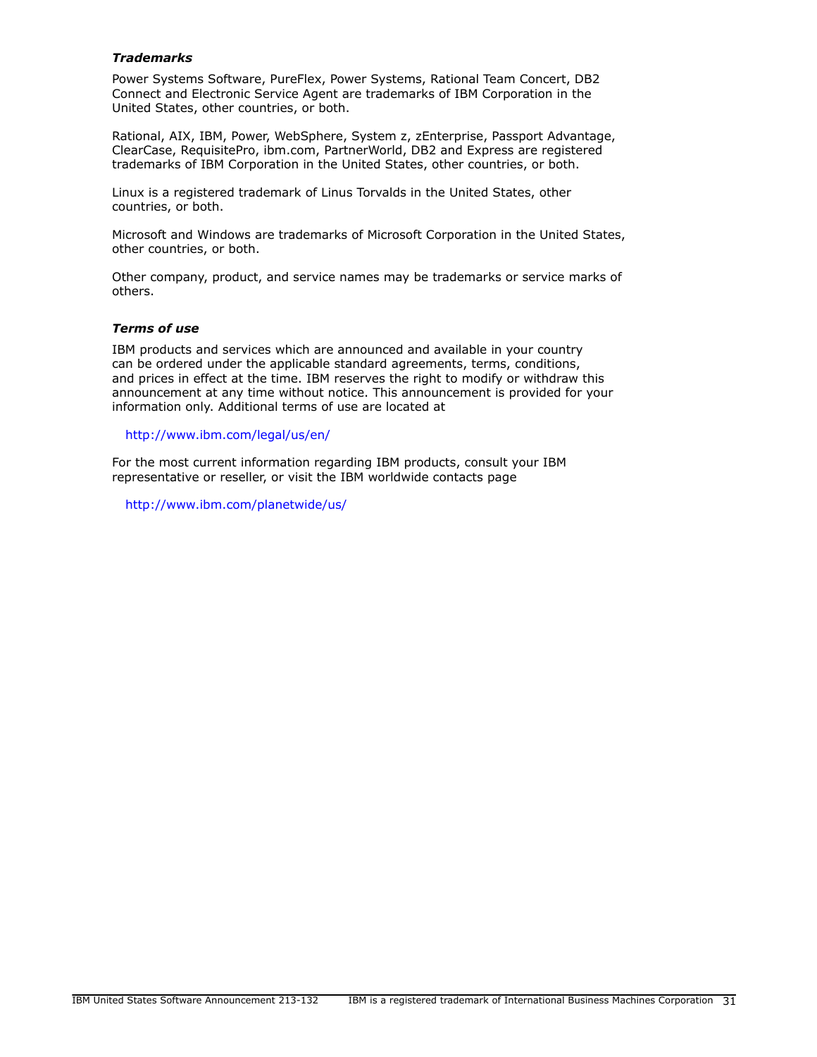***Trademarks***

Power Systems Software, PureFlex, Power Systems, Rational Team Concert, DB2 Connect and Electronic Service Agent are trademarks of IBM Corporation in the United States, other countries, or both.

Rational, AIX, IBM, Power, WebSphere, System z, zEnterprise, Passport Advantage, ClearCase, RequisitePro, ibm.com, PartnerWorld, DB2 and Express are registered trademarks of IBM Corporation in the United States, other countries, or both.

Linux is a registered trademark of Linus Torvalds in the United States, other countries, or both.

Microsoft and Windows are trademarks of Microsoft Corporation in the United States, other countries, or both.

Other company, product, and service names may be trademarks or service marks of others.

***Terms of use***

IBM products and services which are announced and available in your country can be ordered under the applicable standard agreements, terms, conditions, and prices in effect at the time. IBM reserves the right to modify or withdraw this announcement at any time without notice. This announcement is provided for your information only. Additional terms of use are located at

http://www.ibm.com/legal/us/en/

For the most current information regarding IBM products, consult your IBM representative or reseller, or visit the IBM worldwide contacts page

http://www.ibm.com/planetwide/us/